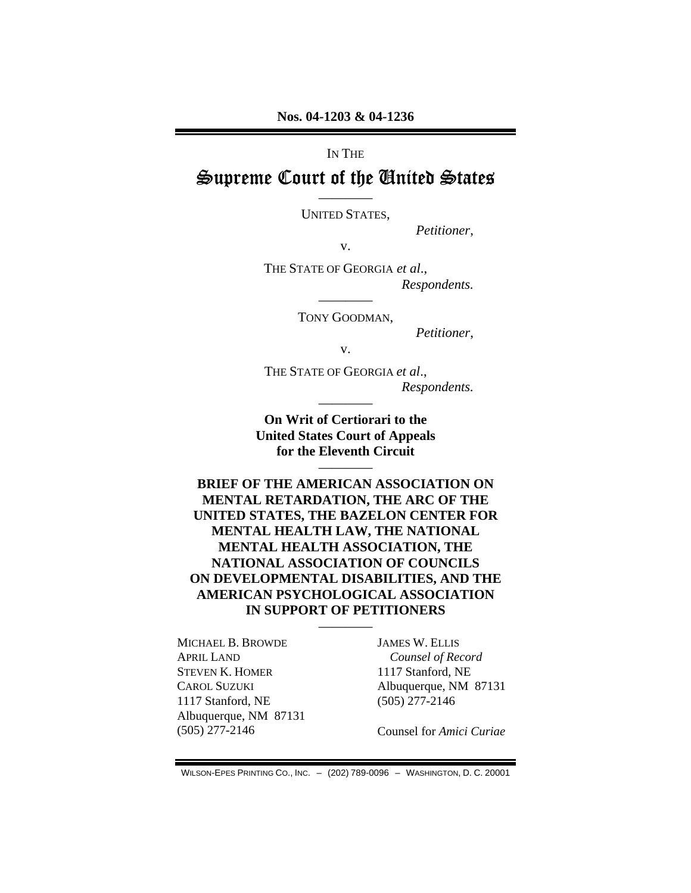**Nos. 04-1203 & 04-1236**

IN THE

# Supreme Court of the United States

---

UNITED STATES,

*Petitioner*,

v.

THE STATE OF GEORGIA *et al*.,

*Respondents.*

---

TONY GOODMAN,

*Petitioner*,

v.

THE STATE OF GEORGIA *et al*.,

*Respondents.*

---

**On Writ of Certiorari to the United States Court of Appeals for the Eleventh Circuit**

---

**BRIEF OF THE AMERICAN ASSOCIATION ON MENTAL RETARDATION, THE ARC OF THE UNITED STATES, THE BAZELON CENTER FOR MENTAL HEALTH LAW, THE NATIONAL MENTAL HEALTH ASSOCIATION, THE NATIONAL ASSOCIATION OF COUNCILS ON DEVELOPMENTAL DISABILITIES, AND THE AMERICAN PSYCHOLOGICAL ASSOCIATION IN SUPPORT OF PETITIONERS**

---

MICHAEL B. BROWDE
APRIL LAND
STEVEN K. HOMER
CAROL SUZUKI
1117 Stanford, NE
Albuquerque, NM 87131
(505) 277-2146

JAMES W. ELLIS
*Counsel of Record*
1117 Stanford, NE
Albuquerque, NM 87131
(505) 277-2146

Counsel for *Amici Curiae*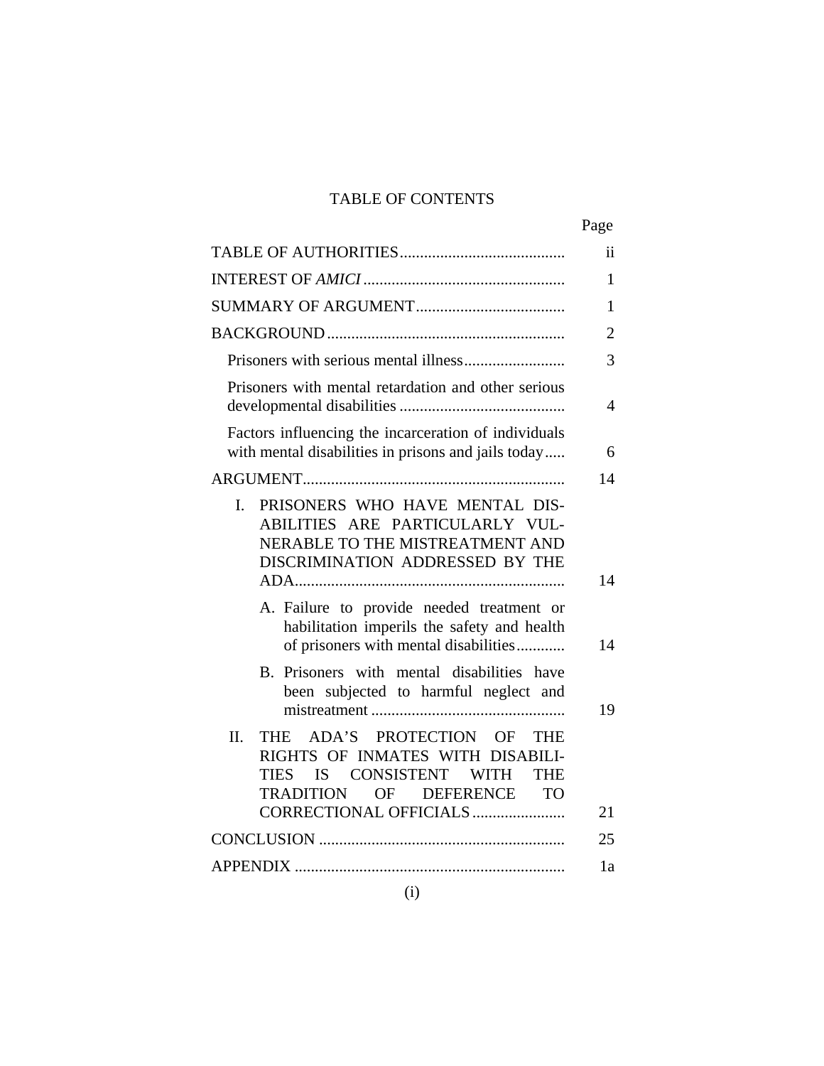# TABLE OF CONTENTS

| | Page |
|---|---|
| TABLE OF AUTHORITIES | ii |
| INTEREST OF *AMICI* | 1 |
| SUMMARY OF ARGUMENT | 1 |
| BACKGROUND | 2 |
| Prisoners with serious mental illness | 3 |
| Prisoners with mental retardation and other serious developmental disabilities | 4 |
| Factors influencing the incarceration of individuals with mental disabilities in prisons and jails today | 6 |
| ARGUMENT | 14 |
| I. PRISONERS WHO HAVE MENTAL DISABILITIES ARE PARTICULARLY VULNERABLE TO THE MISTREATMENT AND DISCRIMINATION ADDRESSED BY THE ADA | 14 |
| A. Failure to provide needed treatment or habilitation imperils the safety and health of prisoners with mental disabilities | 14 |
| B. Prisoners with mental disabilities have been subjected to harmful neglect and mistreatment | 19 |
| II. THE ADA'S PROTECTION OF THE RIGHTS OF INMATES WITH DISABILITIES IS CONSISTENT WITH THE TRADITION OF DEFERENCE TO CORRECTIONAL OFFICIALS | 21 |
| CONCLUSION | 25 |
| APPENDIX | 1a |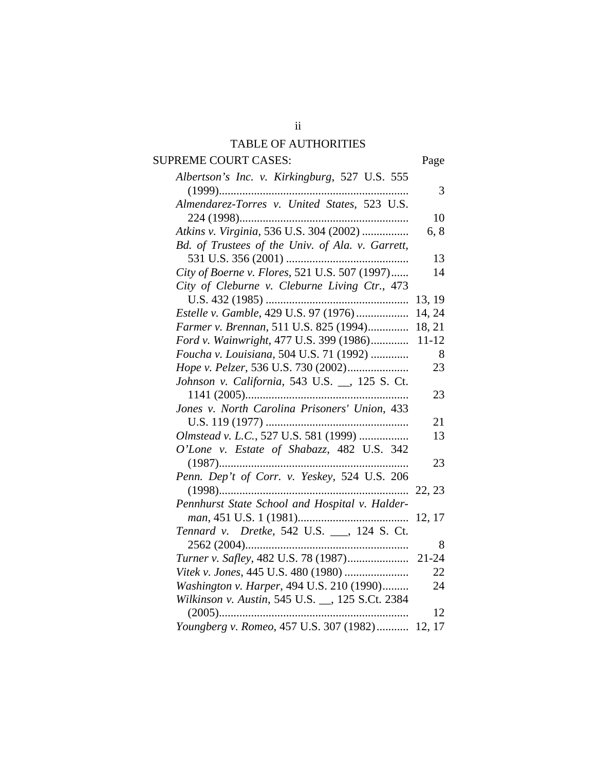## TABLE OF AUTHORITIES

| SUPREME COURT CASES: | Page |
|---|---|
| *Albertson's Inc. v. Kirkingburg*, 527 U.S. 555 (1999) | 3 |
| *Almendarez-Torres v. United States*, 523 U.S. 224 (1998) | 10 |
| *Atkins v. Virginia*, 536 U.S. 304 (2002) | 6, 8 |
| *Bd. of Trustees of the Univ. of Ala. v. Garrett*, 531 U.S. 356 (2001) | 13 |
| *City of Boerne v. Flores*, 521 U.S. 507 (1997) | 14 |
| *City of Cleburne v. Cleburne Living Ctr.*, 473 U.S. 432 (1985) | 13, 19 |
| *Estelle v. Gamble*, 429 U.S. 97 (1976) | 14, 24 |
| *Farmer v. Brennan*, 511 U.S. 825 (1994) | 18, 21 |
| *Ford v. Wainwright*, 477 U.S. 399 (1986) | 11-12 |
| *Foucha v. Louisiana*, 504 U.S. 71 (1992) | 8 |
| *Hope v. Pelzer*, 536 U.S. 730 (2002) | 23 |
| *Johnson v. California*, 543 U.S. __, 125 S. Ct. 1141 (2005) | 23 |
| *Jones v. North Carolina Prisoners' Union*, 433 U.S. 119 (1977) | 21 |
| *Olmstead v. L.C.*, 527 U.S. 581 (1999) | 13 |
| *O'Lone v. Estate of Shabazz*, 482 U.S. 342 (1987) | 23 |
| *Penn. Dep't of Corr. v. Yeskey*, 524 U.S. 206 (1998) | 22, 23 |
| *Pennhurst State School and Hospital v. Halderman*, 451 U.S. 1 (1981) | 12, 17 |
| *Tennard v. Dretke*, 542 U.S. ___, 124 S. Ct. 2562 (2004) | 8 |
| *Turner v. Safley*, 482 U.S. 78 (1987) | 21-24 |
| *Vitek v. Jones*, 445 U.S. 480 (1980) | 22 |
| *Washington v. Harper*, 494 U.S. 210 (1990) | 24 |
| *Wilkinson v. Austin*, 545 U.S. __, 125 S.Ct. 2384 (2005) | 12 |
| *Youngberg v. Romeo*, 457 U.S. 307 (1982) | 12, 17 |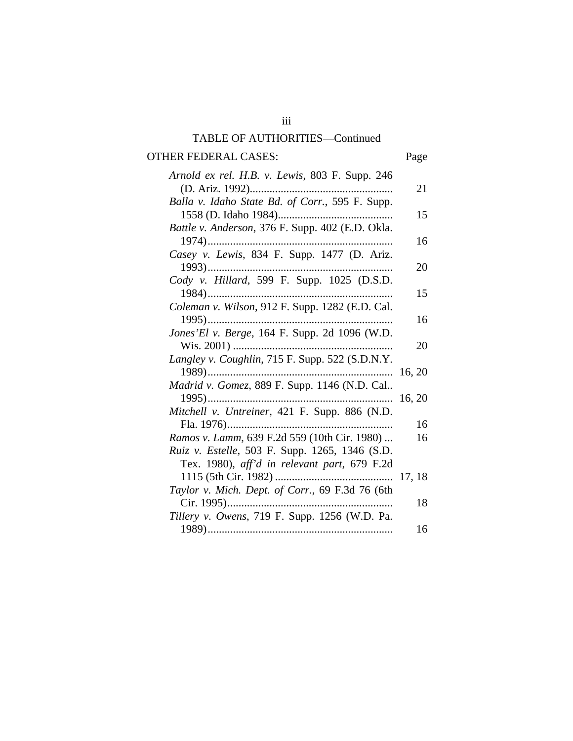TABLE OF AUTHORITIES—Continued

| OTHER FEDERAL CASES: | Page |
|---|---|
| *Arnold ex rel. H.B. v. Lewis*, 803 F. Supp. 246 (D. Ariz. 1992) | 21 |
| *Balla v. Idaho State Bd. of Corr.*, 595 F. Supp. 1558 (D. Idaho 1984) | 15 |
| *Battle v. Anderson*, 376 F. Supp. 402 (E.D. Okla. 1974) | 16 |
| *Casey v. Lewis*, 834 F. Supp. 1477 (D. Ariz. 1993) | 20 |
| *Cody v. Hillard*, 599 F. Supp. 1025 (D.S.D. 1984) | 15 |
| *Coleman v. Wilson*, 912 F. Supp. 1282 (E.D. Cal. 1995) | 16 |
| *Jones'El v. Berge*, 164 F. Supp. 2d 1096 (W.D. Wis. 2001) | 20 |
| *Langley v. Coughlin*, 715 F. Supp. 522 (S.D.N.Y. 1989) | 16, 20 |
| *Madrid v. Gomez*, 889 F. Supp. 1146 (N.D. Cal.. 1995) | 16, 20 |
| *Mitchell v. Untreiner*, 421 F. Supp. 886 (N.D. Fla. 1976) | 16 |
| *Ramos v. Lamm*, 639 F.2d 559 (10th Cir. 1980) | 16 |
| *Ruiz v. Estelle*, 503 F. Supp. 1265, 1346 (S.D. Tex. 1980), *aff'd in relevant part*, 679 F.2d 1115 (5th Cir. 1982) | 17, 18 |
| *Taylor v. Mich. Dept. of Corr.*, 69 F.3d 76 (6th Cir. 1995) | 18 |
| *Tillery v. Owens*, 719 F. Supp. 1256 (W.D. Pa. 1989) | 16 |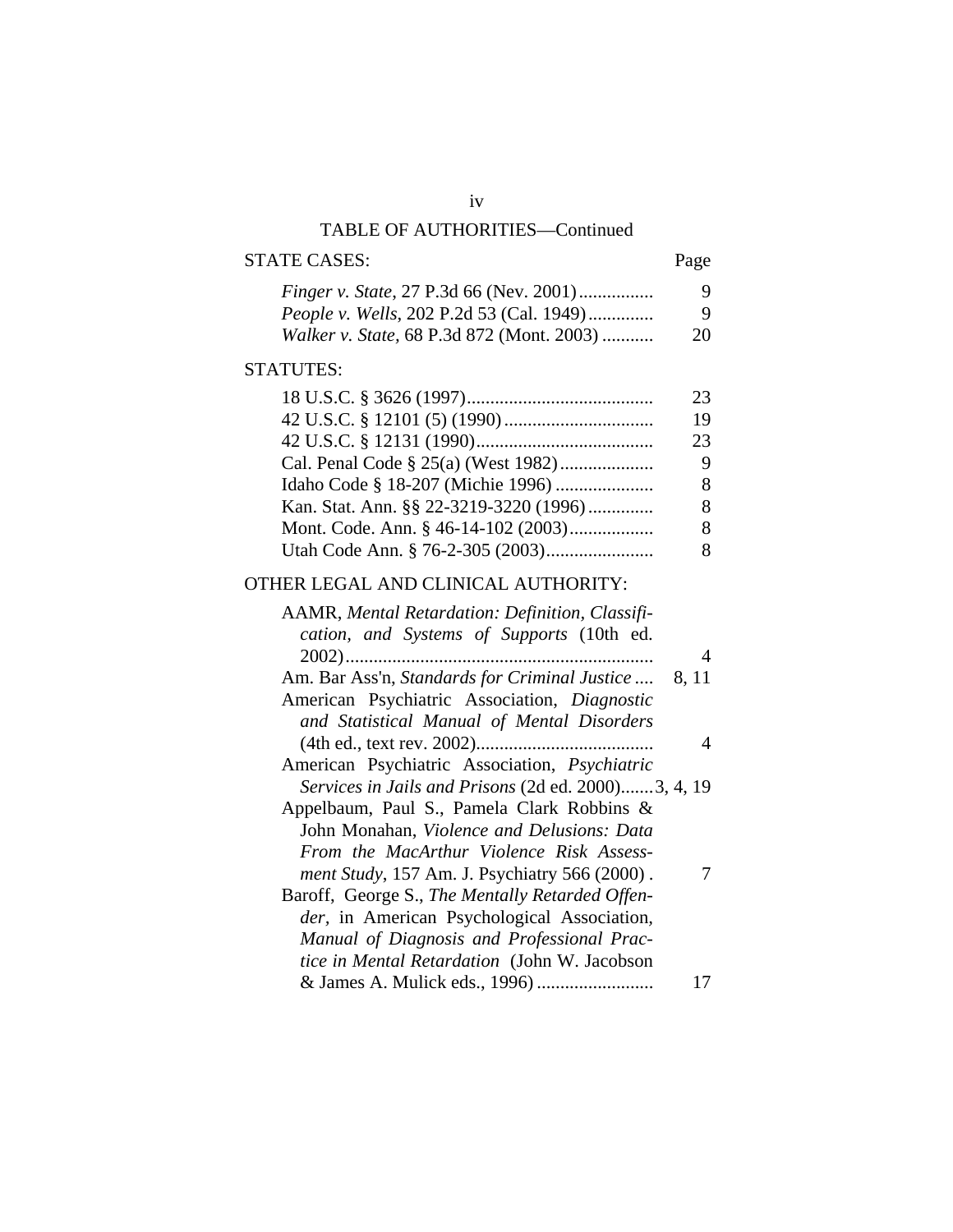TABLE OF AUTHORITIES—Continued

| STATE CASES: | Page |
|---|---|
| *Finger v. State*, 27 P.3d 66 (Nev. 2001) | 9 |
| *People v. Wells*, 202 P.2d 53 (Cal. 1949) | 9 |
| *Walker v. State*, 68 P.3d 872 (Mont. 2003) | 20 |

| STATUTES: | |
|---|---|
| 18 U.S.C. § 3626 (1997) | 23 |
| 42 U.S.C. § 12101 (5) (1990) | 19 |
| 42 U.S.C. § 12131 (1990) | 23 |
| Cal. Penal Code § 25(a) (West 1982) | 9 |
| Idaho Code § 18-207 (Michie 1996) | 8 |
| Kan. Stat. Ann. §§ 22-3219-3220 (1996) | 8 |
| Mont. Code. Ann. § 46-14-102 (2003) | 8 |
| Utah Code Ann. § 76-2-305 (2003) | 8 |

| OTHER LEGAL AND CLINICAL AUTHORITY: | |
|---|---|
| AAMR, *Mental Retardation: Definition, Classification, and Systems of Supports* (10th ed. 2002) | 4 |
| Am. Bar Ass'n, *Standards for Criminal Justice* | 8, 11 |
| American Psychiatric Association, *Diagnostic and Statistical Manual of Mental Disorders* (4th ed., text rev. 2002) | 4 |
| American Psychiatric Association, *Psychiatric Services in Jails and Prisons* (2d ed. 2000) | 3, 4, 19 |
| Appelbaum, Paul S., Pamela Clark Robbins & John Monahan, *Violence and Delusions: Data From the MacArthur Violence Risk Assessment Study*, 157 Am. J. Psychiatry 566 (2000) | 7 |
| Baroff, George S., *The Mentally Retarded Offender*, in American Psychological Association, *Manual of Diagnosis and Professional Practice in Mental Retardation* (John W. Jacobson & James A. Mulick eds., 1996) | 17 |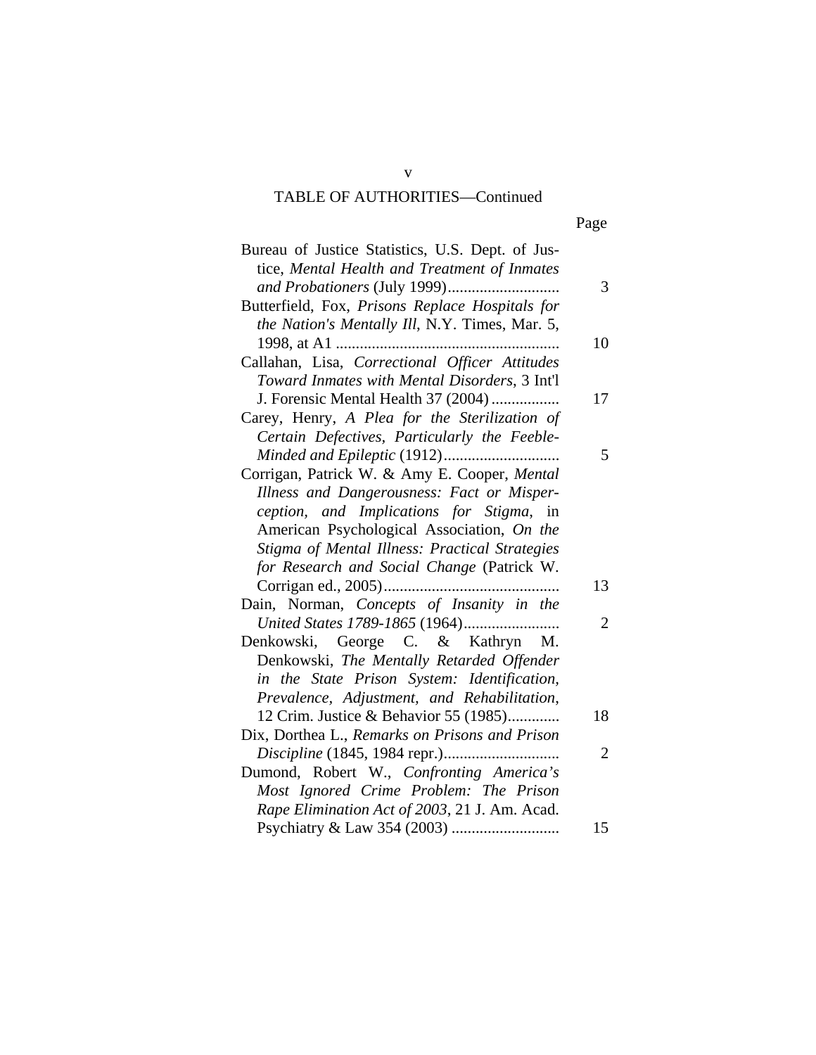TABLE OF AUTHORITIES—Continued

| | Page |
|---|---|
| Bureau of Justice Statistics, U.S. Dept. of Justice, *Mental Health and Treatment of Inmates and Probationers* (July 1999) | 3 |
| Butterfield, Fox, *Prisons Replace Hospitals for the Nation's Mentally Ill*, N.Y. Times, Mar. 5, 1998, at A1 | 10 |
| Callahan, Lisa, *Correctional Officer Attitudes Toward Inmates with Mental Disorders*, 3 Int'l J. Forensic Mental Health 37 (2004) | 17 |
| Carey, Henry, *A Plea for the Sterilization of Certain Defectives, Particularly the Feeble-Minded and Epileptic* (1912) | 5 |
| Corrigan, Patrick W. & Amy E. Cooper, *Mental Illness and Dangerousness: Fact or Misperception, and Implications for Stigma*, in American Psychological Association, *On the Stigma of Mental Illness: Practical Strategies for Research and Social Change* (Patrick W. Corrigan ed., 2005) | 13 |
| Dain, Norman, *Concepts of Insanity in the United States 1789-1865* (1964) | 2 |
| Denkowski, George C. & Kathryn M. Denkowski, *The Mentally Retarded Offender in the State Prison System: Identification, Prevalence, Adjustment, and Rehabilitation*, 12 Crim. Justice & Behavior 55 (1985) | 18 |
| Dix, Dorthea L., *Remarks on Prisons and Prison Discipline* (1845, 1984 repr.) | 2 |
| Dumond, Robert W., *Confronting America's Most Ignored Crime Problem: The Prison Rape Elimination Act of 2003*, 21 J. Am. Acad. Psychiatry & Law 354 (2003) | 15 |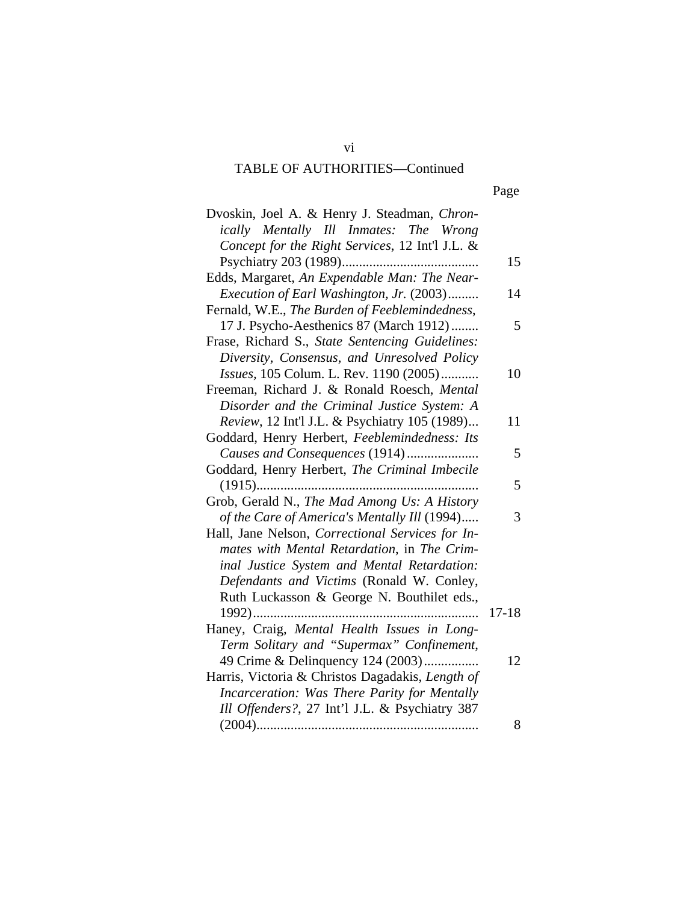## TABLE OF AUTHORITIES—Continued

| | Page |
|---|---|
| Dvoskin, Joel A. & Henry J. Steadman, *Chronically Mentally Ill Inmates: The Wrong Concept for the Right Services*, 12 Int'l J.L. & Psychiatry 203 (1989) | 15 |
| Edds, Margaret, *An Expendable Man: The Near-Execution of Earl Washington, Jr.* (2003) | 14 |
| Fernald, W.E., *The Burden of Feeblemindedness*, 17 J. Psycho-Aesthenics 87 (March 1912) | 5 |
| Frase, Richard S., *State Sentencing Guidelines: Diversity, Consensus, and Unresolved Policy Issues*, 105 Colum. L. Rev. 1190 (2005) | 10 |
| Freeman, Richard J. & Ronald Roesch, *Mental Disorder and the Criminal Justice System: A Review*, 12 Int'l J.L. & Psychiatry 105 (1989) | 11 |
| Goddard, Henry Herbert, *Feeblemindedness: Its Causes and Consequences* (1914) | 5 |
| Goddard, Henry Herbert, *The Criminal Imbecile* (1915) | 5 |
| Grob, Gerald N., *The Mad Among Us: A History of the Care of America's Mentally Ill* (1994) | 3 |
| Hall, Jane Nelson, *Correctional Services for Inmates with Mental Retardation*, in *The Criminal Justice System and Mental Retardation: Defendants and Victims* (Ronald W. Conley, Ruth Luckasson & George N. Bouthilet eds., 1992) | 17-18 |
| Haney, Craig, *Mental Health Issues in Long-Term Solitary and "Supermax" Confinement*, 49 Crime & Delinquency 124 (2003) | 12 |
| Harris, Victoria & Christos Dagadakis, *Length of Incarceration: Was There Parity for Mentally Ill Offenders?*, 27 Int'l J.L. & Psychiatry 387 (2004) | 8 |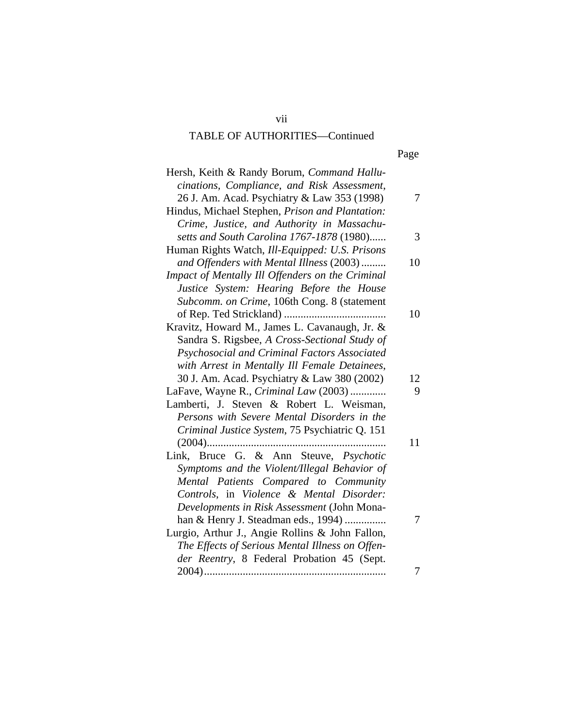TABLE OF AUTHORITIES—Continued

| | Page |
|---|---|
| Hersh, Keith & Randy Borum, *Command Hallucinations, Compliance, and Risk Assessment*, 26 J. Am. Acad. Psychiatry & Law 353 (1998) | 7 |
| Hindus, Michael Stephen, *Prison and Plantation: Crime, Justice, and Authority in Massachusetts and South Carolina 1767-1878* (1980)...... | 3 |
| Human Rights Watch, *Ill-Equipped: U.S. Prisons and Offenders with Mental Illness* (2003)......... | 10 |
| *Impact of Mentally Ill Offenders on the Criminal Justice System: Hearing Before the House Subcomm. on Crime*, 106th Cong. 8 (statement of Rep. Ted Strickland) ..................................... | 10 |
| Kravitz, Howard M., James L. Cavanaugh, Jr. & Sandra S. Rigsbee, *A Cross-Sectional Study of Psychosocial and Criminal Factors Associated with Arrest in Mentally Ill Female Detainees*, 30 J. Am. Acad. Psychiatry & Law 380 (2002) | 12 |
| LaFave, Wayne R., *Criminal Law* (2003) ............. | 9 |
| Lamberti, J. Steven & Robert L. Weisman, *Persons with Severe Mental Disorders in the Criminal Justice System*, 75 Psychiatric Q. 151 (2004)................................................................. | 11 |
| Link, Bruce G. & Ann Steuve, *Psychotic Symptoms and the Violent/Illegal Behavior of Mental Patients Compared to Community Controls*, in *Violence & Mental Disorder: Developments in Risk Assessment* (John Monahan & Henry J. Steadman eds., 1994) ............... | 7 |
| Lurgio, Arthur J., Angie Rollins & John Fallon, *The Effects of Serious Mental Illness on Offender Reentry*, 8 Federal Probation 45 (Sept. 2004).................................................................. | 7 |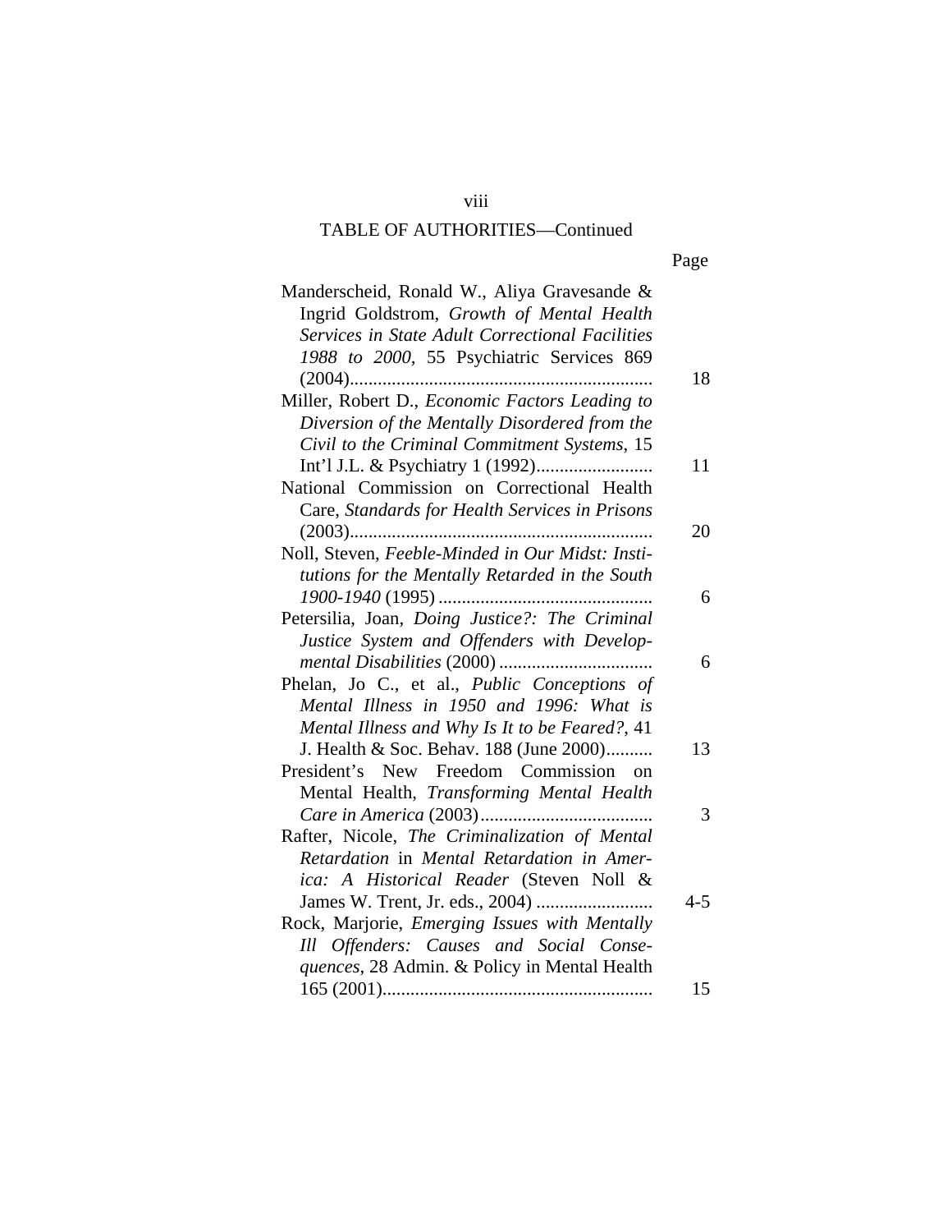TABLE OF AUTHORITIES—Continued

| | Page |
|---|---|
| Manderscheid, Ronald W., Aliya Gravesande & Ingrid Goldstrom, *Growth of Mental Health Services in State Adult Correctional Facilities 1988 to 2000*, 55 Psychiatric Services 869 (2004) | 18 |
| Miller, Robert D., *Economic Factors Leading to Diversion of the Mentally Disordered from the Civil to the Criminal Commitment Systems*, 15 Int'l J.L. & Psychiatry 1 (1992) | 11 |
| National Commission on Correctional Health Care, *Standards for Health Services in Prisons* (2003) | 20 |
| Noll, Steven, *Feeble-Minded in Our Midst: Institutions for the Mentally Retarded in the South 1900-1940* (1995) | 6 |
| Petersilia, Joan, *Doing Justice?: The Criminal Justice System and Offenders with Developmental Disabilities* (2000) | 6 |
| Phelan, Jo C., et al., *Public Conceptions of Mental Illness in 1950 and 1996: What is Mental Illness and Why Is It to be Feared?*, 41 J. Health & Soc. Behav. 188 (June 2000) | 13 |
| President's New Freedom Commission on Mental Health, *Transforming Mental Health Care in America* (2003) | 3 |
| Rafter, Nicole, *The Criminalization of Mental Retardation* in *Mental Retardation in America: A Historical Reader* (Steven Noll & James W. Trent, Jr. eds., 2004) | 4-5 |
| Rock, Marjorie, *Emerging Issues with Mentally Ill Offenders: Causes and Social Consequences*, 28 Admin. & Policy in Mental Health 165 (2001) | 15 |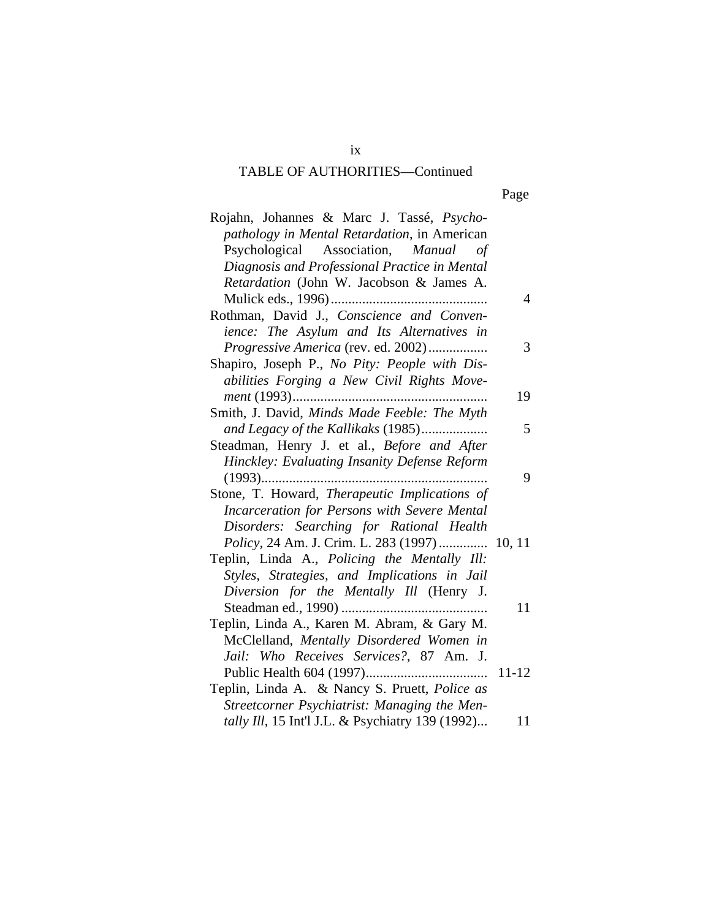TABLE OF AUTHORITIES—Continued

| | Page |
|---|---|
| Rojahn, Johannes & Marc J. Tassé, *Psychopathology in Mental Retardation*, in American Psychological Association, *Manual of Diagnosis and Professional Practice in Mental Retardation* (John W. Jacobson & James A. Mulick eds., 1996) | 4 |
| Rothman, David J., *Conscience and Convenience: The Asylum and Its Alternatives in Progressive America* (rev. ed. 2002) | 3 |
| Shapiro, Joseph P., *No Pity: People with Disabilities Forging a New Civil Rights Movement* (1993) | 19 |
| Smith, J. David, *Minds Made Feeble: The Myth and Legacy of the Kallikaks* (1985) | 5 |
| Steadman, Henry J. et al., *Before and After Hinckley: Evaluating Insanity Defense Reform* (1993) | 9 |
| Stone, T. Howard, *Therapeutic Implications of Incarceration for Persons with Severe Mental Disorders: Searching for Rational Health Policy*, 24 Am. J. Crim. L. 283 (1997) | 10, 11 |
| Teplin, Linda A., *Policing the Mentally Ill: Styles, Strategies, and Implications in Jail Diversion for the Mentally Ill* (Henry J. Steadman ed., 1990) | 11 |
| Teplin, Linda A., Karen M. Abram, & Gary M. McClelland, *Mentally Disordered Women in Jail: Who Receives Services?*, 87 Am. J. Public Health 604 (1997) | 11-12 |
| Teplin, Linda A. & Nancy S. Pruett, *Police as Streetcorner Psychiatrist: Managing the Mentally Ill*, 15 Int'l J.L. & Psychiatry 139 (1992) | 11 |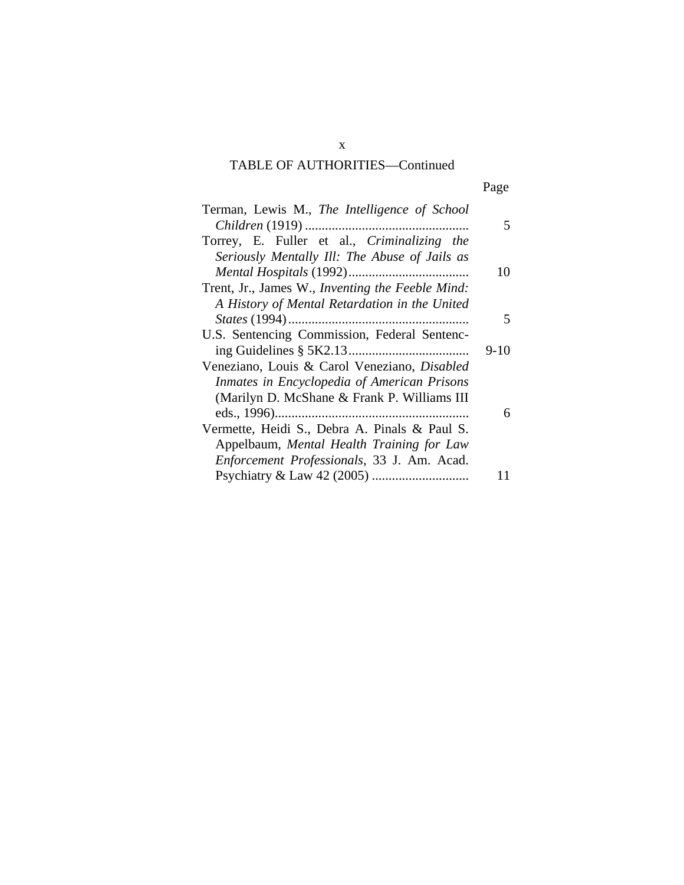## TABLE OF AUTHORITIES—Continued

| | Page |
|---|---|
| Terman, Lewis M., *The Intelligence of School Children* (1919) | 5 |
| Torrey, E. Fuller et al., *Criminalizing the Seriously Mentally Ill: The Abuse of Jails as Mental Hospitals* (1992) | 10 |
| Trent, Jr., James W., *Inventing the Feeble Mind: A History of Mental Retardation in the United States* (1994) | 5 |
| U.S. Sentencing Commission, Federal Sentencing Guidelines § 5K2.13 | 9-10 |
| Veneziano, Louis & Carol Veneziano, *Disabled Inmates in Encyclopedia of American Prisons* (Marilyn D. McShane & Frank P. Williams III eds., 1996) | 6 |
| Vermette, Heidi S., Debra A. Pinals & Paul S. Appelbaum, *Mental Health Training for Law Enforcement Professionals*, 33 J. Am. Acad. Psychiatry & Law 42 (2005) | 11 |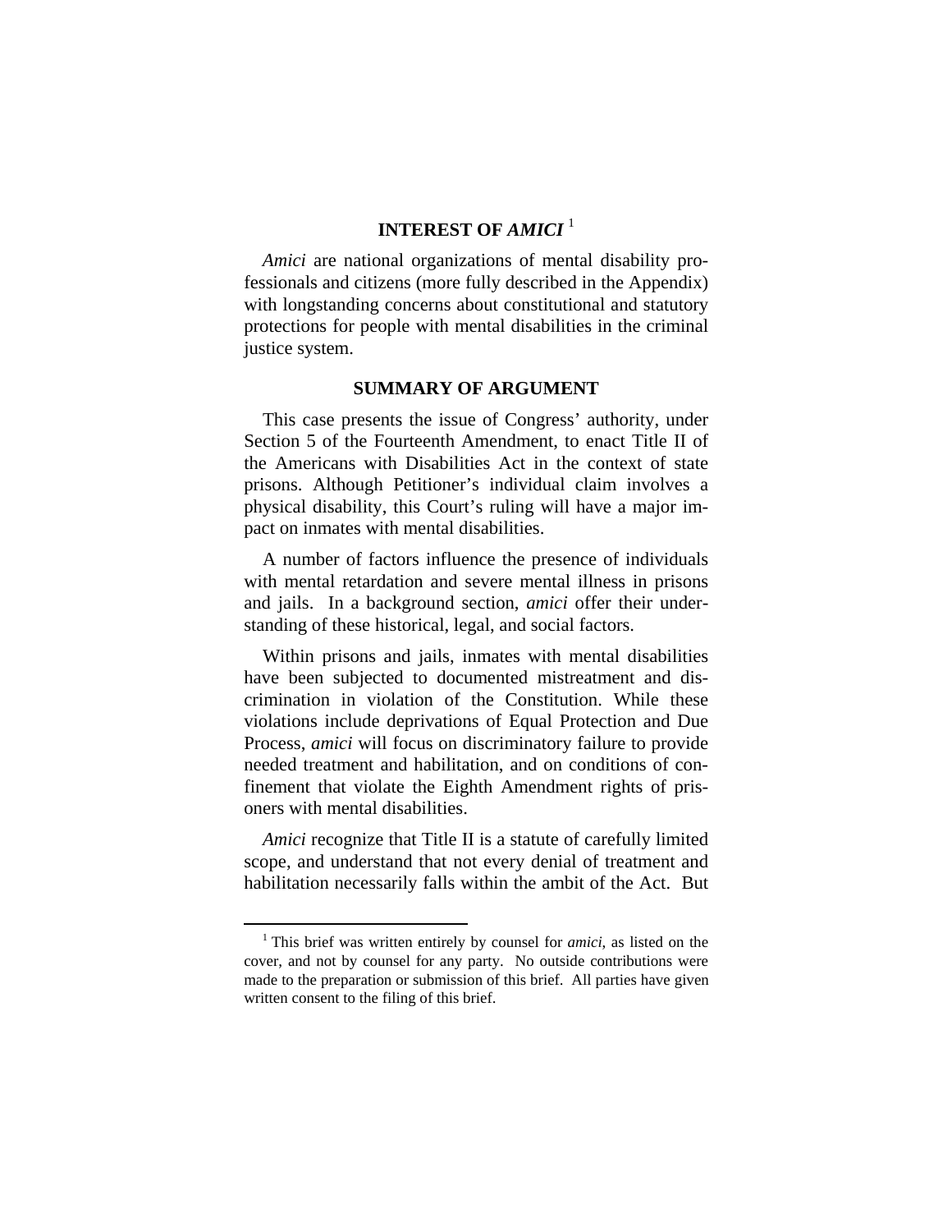## INTEREST OF *AMICI* [1]

*Amici* are national organizations of mental disability professionals and citizens (more fully described in the Appendix) with longstanding concerns about constitutional and statutory protections for people with mental disabilities in the criminal justice system.

## SUMMARY OF ARGUMENT

This case presents the issue of Congress' authority, under Section 5 of the Fourteenth Amendment, to enact Title II of the Americans with Disabilities Act in the context of state prisons. Although Petitioner's individual claim involves a physical disability, this Court's ruling will have a major impact on inmates with mental disabilities.

A number of factors influence the presence of individuals with mental retardation and severe mental illness in prisons and jails. In a background section, *amici* offer their understanding of these historical, legal, and social factors.

Within prisons and jails, inmates with mental disabilities have been subjected to documented mistreatment and discrimination in violation of the Constitution. While these violations include deprivations of Equal Protection and Due Process, *amici* will focus on discriminatory failure to provide needed treatment and habilitation, and on conditions of confinement that violate the Eighth Amendment rights of prisoners with mental disabilities.

*Amici* recognize that Title II is a statute of carefully limited scope, and understand that not every denial of treatment and habilitation necessarily falls within the ambit of the Act. But

[1] This brief was written entirely by counsel for *amici*, as listed on the cover, and not by counsel for any party. No outside contributions were made to the preparation or submission of this brief. All parties have given written consent to the filing of this brief.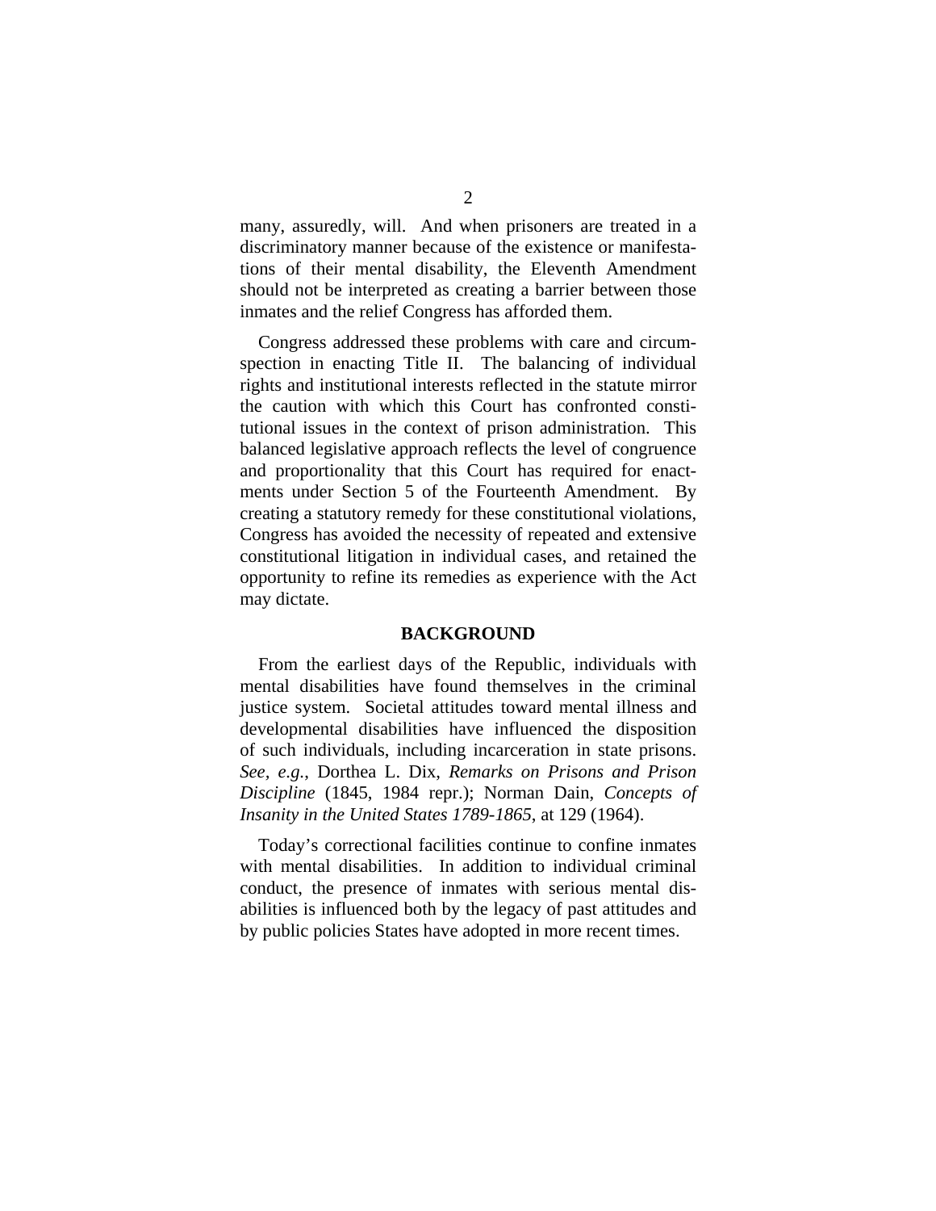many, assuredly, will. And when prisoners are treated in a discriminatory manner because of the existence or manifestations of their mental disability, the Eleventh Amendment should not be interpreted as creating a barrier between those inmates and the relief Congress has afforded them.

Congress addressed these problems with care and circumspection in enacting Title II. The balancing of individual rights and institutional interests reflected in the statute mirror the caution with which this Court has confronted constitutional issues in the context of prison administration. This balanced legislative approach reflects the level of congruence and proportionality that this Court has required for enactments under Section 5 of the Fourteenth Amendment. By creating a statutory remedy for these constitutional violations, Congress has avoided the necessity of repeated and extensive constitutional litigation in individual cases, and retained the opportunity to refine its remedies as experience with the Act may dictate.

## BACKGROUND

From the earliest days of the Republic, individuals with mental disabilities have found themselves in the criminal justice system. Societal attitudes toward mental illness and developmental disabilities have influenced the disposition of such individuals, including incarceration in state prisons. *See, e.g.*, Dorthea L. Dix, *Remarks on Prisons and Prison Discipline* (1845, 1984 repr.); Norman Dain, *Concepts of Insanity in the United States 1789-1865*, at 129 (1964).

Today's correctional facilities continue to confine inmates with mental disabilities. In addition to individual criminal conduct, the presence of inmates with serious mental disabilities is influenced both by the legacy of past attitudes and by public policies States have adopted in more recent times.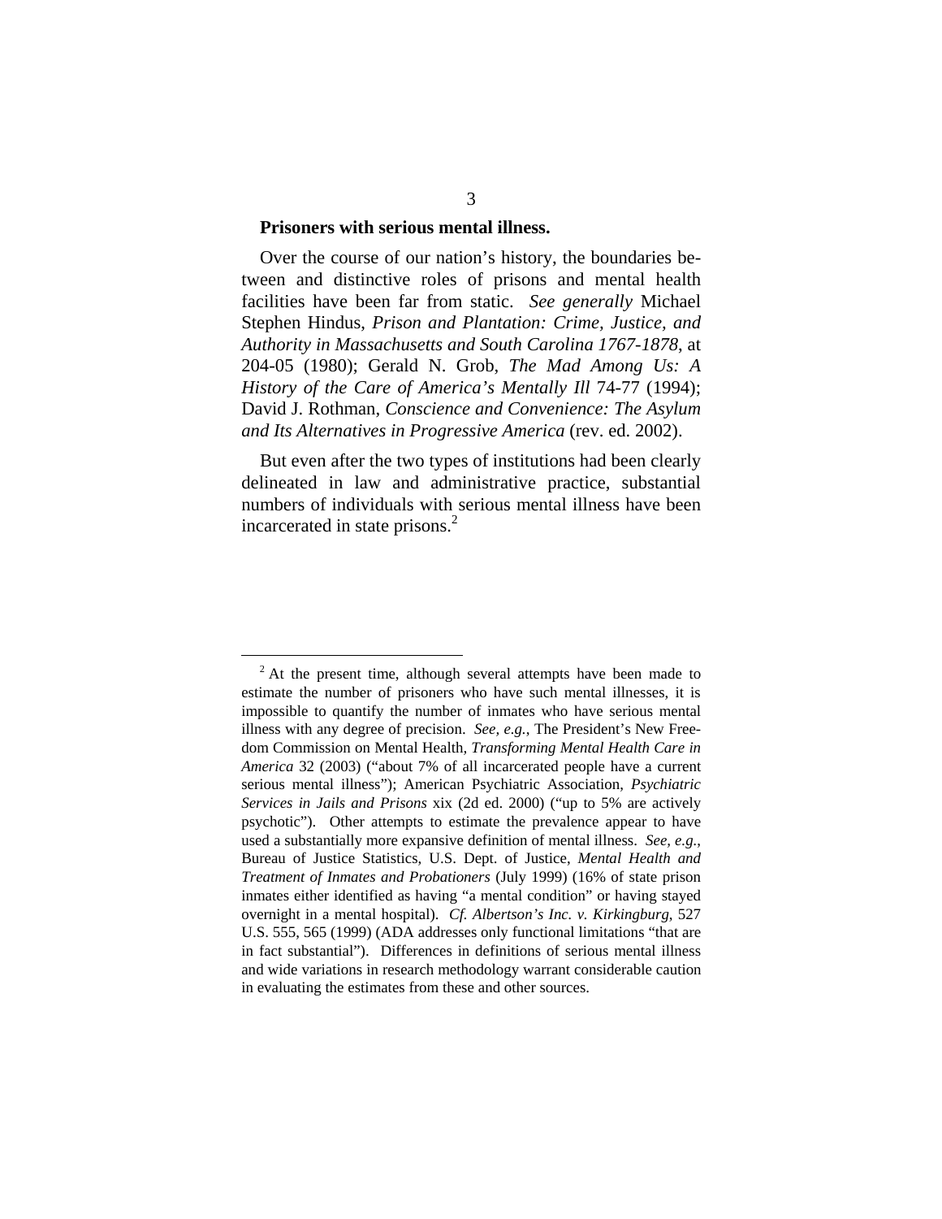**Prisoners with serious mental illness.**

Over the course of our nation's history, the boundaries between and distinctive roles of prisons and mental health facilities have been far from static. *See generally* Michael Stephen Hindus, *Prison and Plantation: Crime, Justice, and Authority in Massachusetts and South Carolina 1767-1878*, at 204-05 (1980); Gerald N. Grob, *The Mad Among Us: A History of the Care of America's Mentally Ill* 74-77 (1994); David J. Rothman, *Conscience and Convenience: The Asylum and Its Alternatives in Progressive America* (rev. ed. 2002).

But even after the two types of institutions had been clearly delineated in law and administrative practice, substantial numbers of individuals with serious mental illness have been incarcerated in state prisons.[2]

---

[2] At the present time, although several attempts have been made to estimate the number of prisoners who have such mental illnesses, it is impossible to quantify the number of inmates who have serious mental illness with any degree of precision. *See, e.g.*, The President's New Freedom Commission on Mental Health, *Transforming Mental Health Care in America* 32 (2003) ("about 7% of all incarcerated people have a current serious mental illness"); American Psychiatric Association, *Psychiatric Services in Jails and Prisons* xix (2d ed. 2000) ("up to 5% are actively psychotic"). Other attempts to estimate the prevalence appear to have used a substantially more expansive definition of mental illness. *See, e.g.*, Bureau of Justice Statistics, U.S. Dept. of Justice, *Mental Health and Treatment of Inmates and Probationers* (July 1999) (16% of state prison inmates either identified as having "a mental condition" or having stayed overnight in a mental hospital). *Cf. Albertson's Inc. v. Kirkingburg*, 527 U.S. 555, 565 (1999) (ADA addresses only functional limitations "that are in fact substantial"). Differences in definitions of serious mental illness and wide variations in research methodology warrant considerable caution in evaluating the estimates from these and other sources.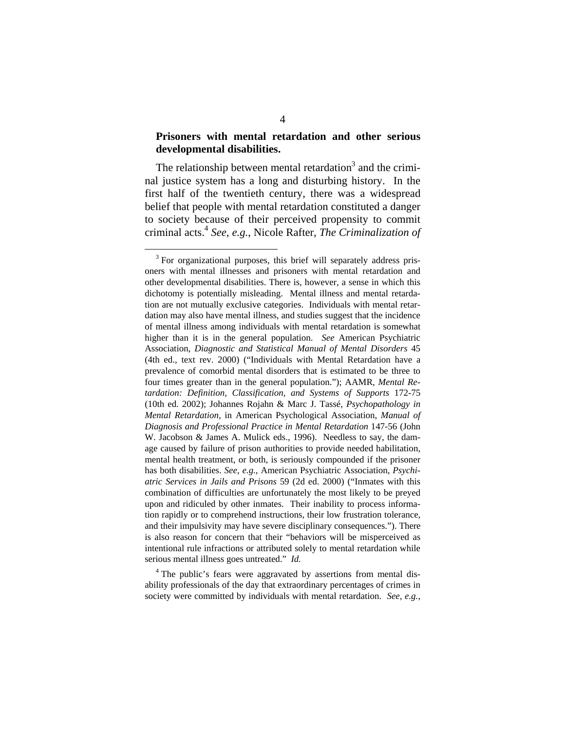**Prisoners with mental retardation and other serious developmental disabilities.**

The relationship between mental retardation[3] and the criminal justice system has a long and disturbing history. In the first half of the twentieth century, there was a widespread belief that people with mental retardation constituted a danger to society because of their perceived propensity to commit criminal acts.[4] *See, e.g.*, Nicole Rafter, *The Criminalization of*

---

[3] For organizational purposes, this brief will separately address prisoners with mental illnesses and prisoners with mental retardation and other developmental disabilities. There is, however, a sense in which this dichotomy is potentially misleading. Mental illness and mental retardation are not mutually exclusive categories. Individuals with mental retardation may also have mental illness, and studies suggest that the incidence of mental illness among individuals with mental retardation is somewhat higher than it is in the general population. *See* American Psychiatric Association, *Diagnostic and Statistical Manual of Mental Disorders* 45 (4th ed., text rev. 2000) ("Individuals with Mental Retardation have a prevalence of comorbid mental disorders that is estimated to be three to four times greater than in the general population."); AAMR, *Mental Retardation: Definition, Classification, and Systems of Supports* 172-75 (10th ed. 2002); Johannes Rojahn & Marc J. Tassé, *Psychopathology in Mental Retardation*, in American Psychological Association, *Manual of Diagnosis and Professional Practice in Mental Retardation* 147-56 (John W. Jacobson & James A. Mulick eds., 1996). Needless to say, the damage caused by failure of prison authorities to provide needed habilitation, mental health treatment, or both, is seriously compounded if the prisoner has both disabilities. *See, e.g.*, American Psychiatric Association, *Psychiatric Services in Jails and Prisons* 59 (2d ed. 2000) ("Inmates with this combination of difficulties are unfortunately the most likely to be preyed upon and ridiculed by other inmates. Their inability to process information rapidly or to comprehend instructions, their low frustration tolerance, and their impulsivity may have severe disciplinary consequences."). There is also reason for concern that their "behaviors will be misperceived as intentional rule infractions or attributed solely to mental retardation while serious mental illness goes untreated." *Id.*

[4] The public's fears were aggravated by assertions from mental disability professionals of the day that extraordinary percentages of crimes in society were committed by individuals with mental retardation. *See, e.g.*,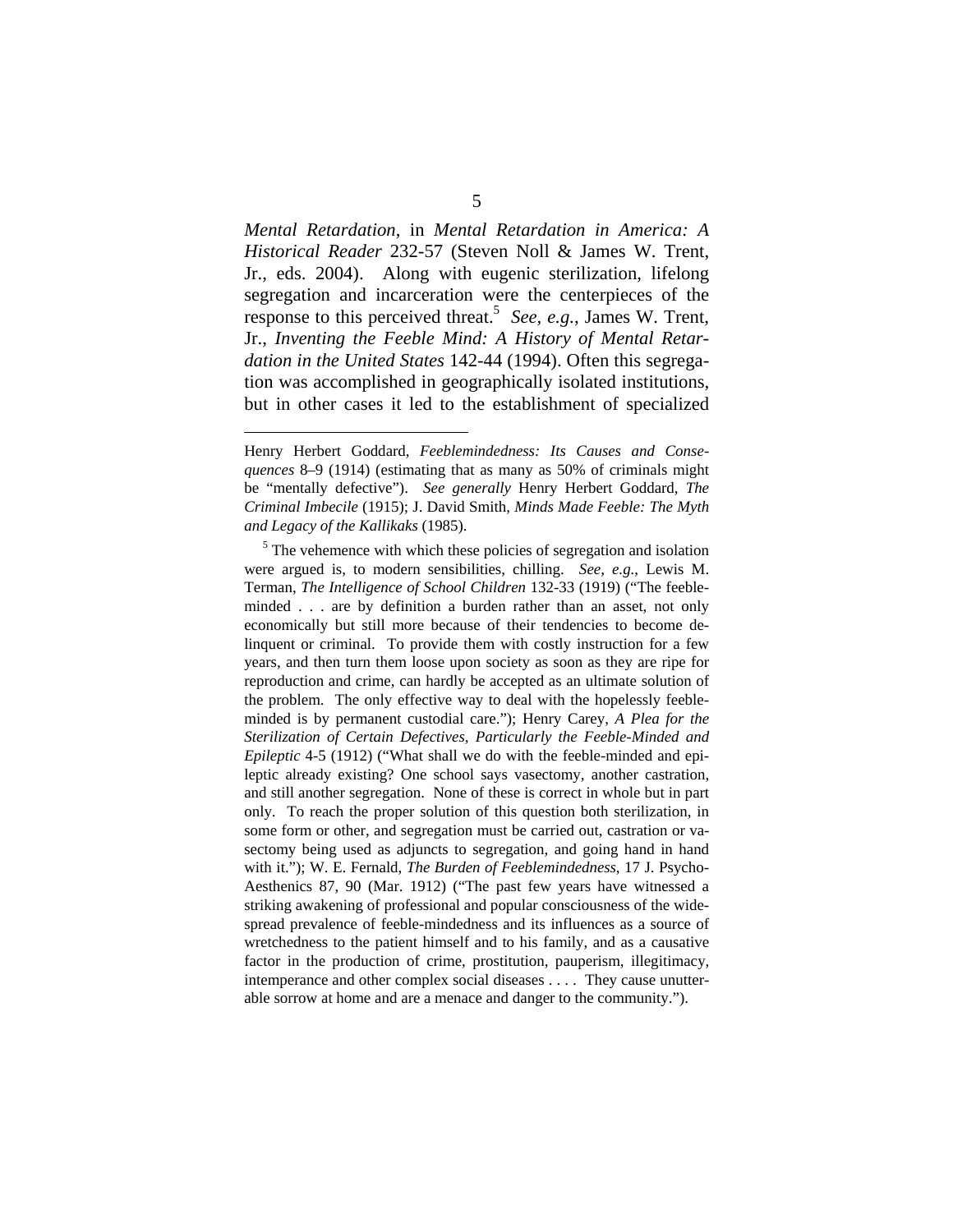*Mental Retardation*, in *Mental Retardation in America: A Historical Reader* 232-57 (Steven Noll & James W. Trent, Jr., eds. 2004). Along with eugenic sterilization, lifelong segregation and incarceration were the centerpieces of the response to this perceived threat.[5] *See, e.g.*, James W. Trent, Jr., *Inventing the Feeble Mind: A History of Mental Retardation in the United States* 142-44 (1994). Often this segregation was accomplished in geographically isolated institutions, but in other cases it led to the establishment of specialized

---

Henry Herbert Goddard, *Feeblemindedness: Its Causes and Consequences* 8–9 (1914) (estimating that as many as 50% of criminals might be "mentally defective"). *See generally* Henry Herbert Goddard, *The Criminal Imbecile* (1915); J. David Smith, *Minds Made Feeble: The Myth and Legacy of the Kallikaks* (1985).

[5] The vehemence with which these policies of segregation and isolation were argued is, to modern sensibilities, chilling. *See, e.g.*, Lewis M. Terman, *The Intelligence of School Children* 132-33 (1919) ("The feeble-minded . . . are by definition a burden rather than an asset, not only economically but still more because of their tendencies to become delinquent or criminal. To provide them with costly instruction for a few years, and then turn them loose upon society as soon as they are ripe for reproduction and crime, can hardly be accepted as an ultimate solution of the problem. The only effective way to deal with the hopelessly feeble-minded is by permanent custodial care."); Henry Carey, *A Plea for the Sterilization of Certain Defectives, Particularly the Feeble-Minded and Epileptic* 4-5 (1912) ("What shall we do with the feeble-minded and epileptic already existing? One school says vasectomy, another castration, and still another segregation. None of these is correct in whole but in part only. To reach the proper solution of this question both sterilization, in some form or other, and segregation must be carried out, castration or vasectomy being used as adjuncts to segregation, and going hand in hand with it."); W. E. Fernald, *The Burden of Feeblemindedness*, 17 J. Psycho-Aesthenics 87, 90 (Mar. 1912) ("The past few years have witnessed a striking awakening of professional and popular consciousness of the widespread prevalence of feeble-mindedness and its influences as a source of wretchedness to the patient himself and to his family, and as a causative factor in the production of crime, prostitution, pauperism, illegitimacy, intemperance and other complex social diseases . . . . They cause unutterable sorrow at home and are a menace and danger to the community.").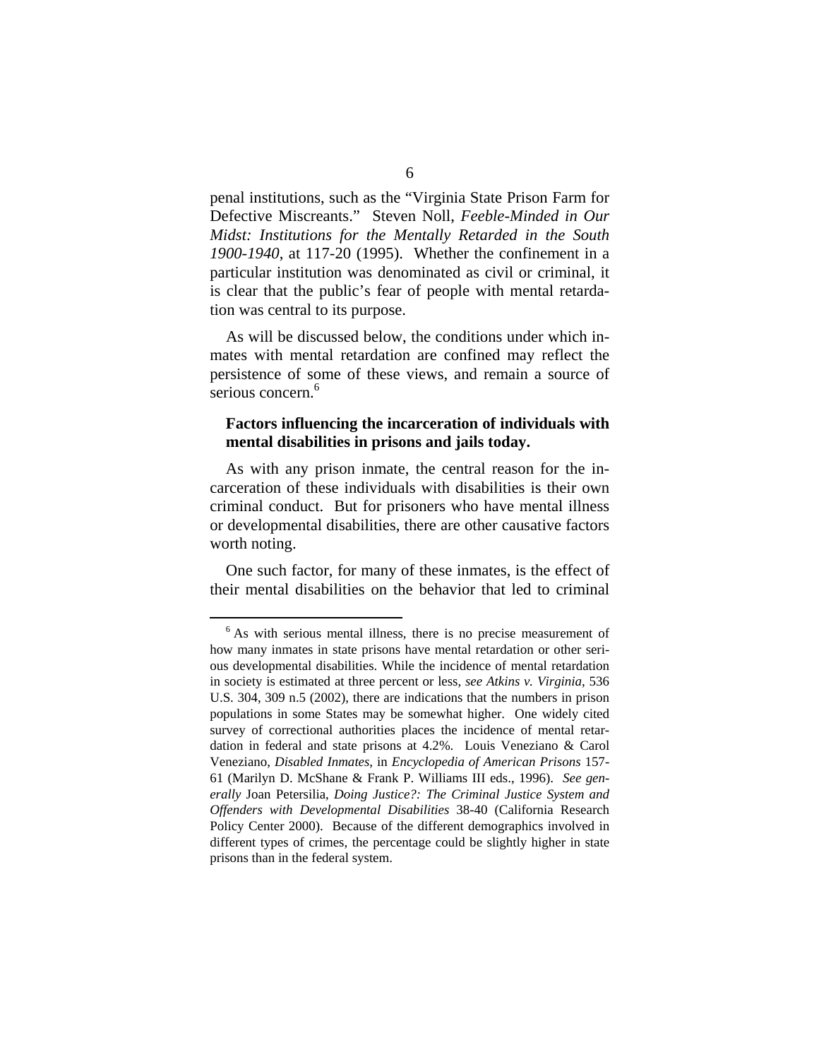penal institutions, such as the "Virginia State Prison Farm for Defective Miscreants." Steven Noll, *Feeble-Minded in Our Midst: Institutions for the Mentally Retarded in the South 1900-1940*, at 117-20 (1995). Whether the confinement in a particular institution was denominated as civil or criminal, it is clear that the public's fear of people with mental retardation was central to its purpose.

As will be discussed below, the conditions under which inmates with mental retardation are confined may reflect the persistence of some of these views, and remain a source of serious concern.[6]

**Factors influencing the incarceration of individuals with mental disabilities in prisons and jails today.**

As with any prison inmate, the central reason for the incarceration of these individuals with disabilities is their own criminal conduct. But for prisoners who have mental illness or developmental disabilities, there are other causative factors worth noting.

One such factor, for many of these inmates, is the effect of their mental disabilities on the behavior that led to criminal

---

[6] As with serious mental illness, there is no precise measurement of how many inmates in state prisons have mental retardation or other serious developmental disabilities. While the incidence of mental retardation in society is estimated at three percent or less, *see Atkins v. Virginia*, 536 U.S. 304, 309 n.5 (2002), there are indications that the numbers in prison populations in some States may be somewhat higher. One widely cited survey of correctional authorities places the incidence of mental retardation in federal and state prisons at 4.2%. Louis Veneziano & Carol Veneziano, *Disabled Inmates*, in *Encyclopedia of American Prisons* 157-61 (Marilyn D. McShane & Frank P. Williams III eds., 1996). *See generally* Joan Petersilia, *Doing Justice?: The Criminal Justice System and Offenders with Developmental Disabilities* 38-40 (California Research Policy Center 2000). Because of the different demographics involved in different types of crimes, the percentage could be slightly higher in state prisons than in the federal system.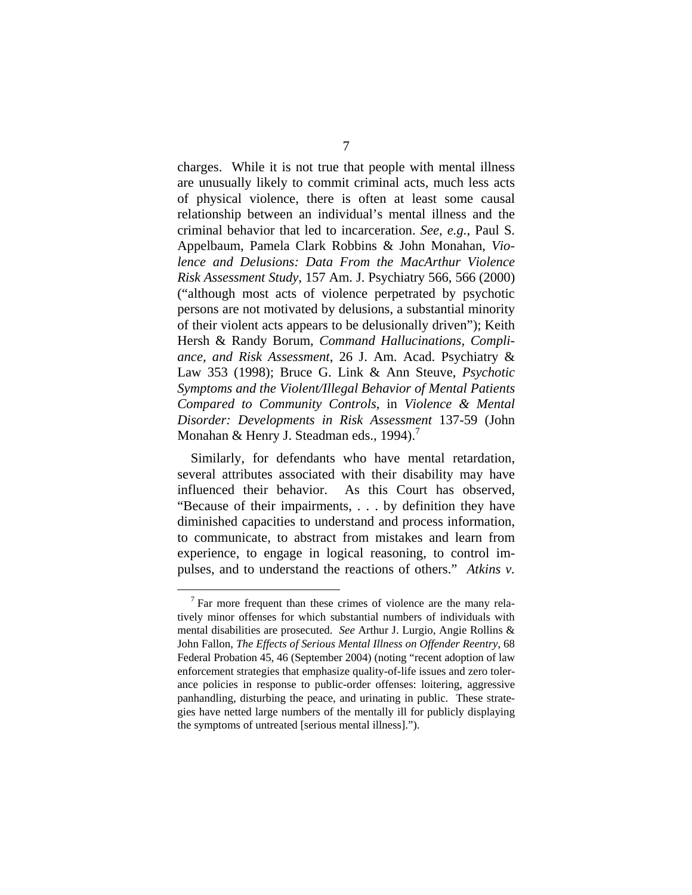charges. While it is not true that people with mental illness are unusually likely to commit criminal acts, much less acts of physical violence, there is often at least some causal relationship between an individual's mental illness and the criminal behavior that led to incarceration. *See, e.g.*, Paul S. Appelbaum, Pamela Clark Robbins & John Monahan, *Violence and Delusions: Data From the MacArthur Violence Risk Assessment Study*, 157 Am. J. Psychiatry 566, 566 (2000) ("although most acts of violence perpetrated by psychotic persons are not motivated by delusions, a substantial minority of their violent acts appears to be delusionally driven"); Keith Hersh & Randy Borum, *Command Hallucinations, Compliance, and Risk Assessment*, 26 J. Am. Acad. Psychiatry & Law 353 (1998); Bruce G. Link & Ann Steuve, *Psychotic Symptoms and the Violent/Illegal Behavior of Mental Patients Compared to Community Controls*, in *Violence & Mental Disorder: Developments in Risk Assessment* 137-59 (John Monahan & Henry J. Steadman eds., 1994).[7]

Similarly, for defendants who have mental retardation, several attributes associated with their disability may have influenced their behavior. As this Court has observed, "Because of their impairments, . . . by definition they have diminished capacities to understand and process information, to communicate, to abstract from mistakes and learn from experience, to engage in logical reasoning, to control impulses, and to understand the reactions of others." *Atkins v.*

[7] Far more frequent than these crimes of violence are the many relatively minor offenses for which substantial numbers of individuals with mental disabilities are prosecuted. *See* Arthur J. Lurgio, Angie Rollins & John Fallon, *The Effects of Serious Mental Illness on Offender Reentry*, 68 Federal Probation 45, 46 (September 2004) (noting "recent adoption of law enforcement strategies that emphasize quality-of-life issues and zero tolerance policies in response to public-order offenses: loitering, aggressive panhandling, disturbing the peace, and urinating in public. These strategies have netted large numbers of the mentally ill for publicly displaying the symptoms of untreated [serious mental illness].").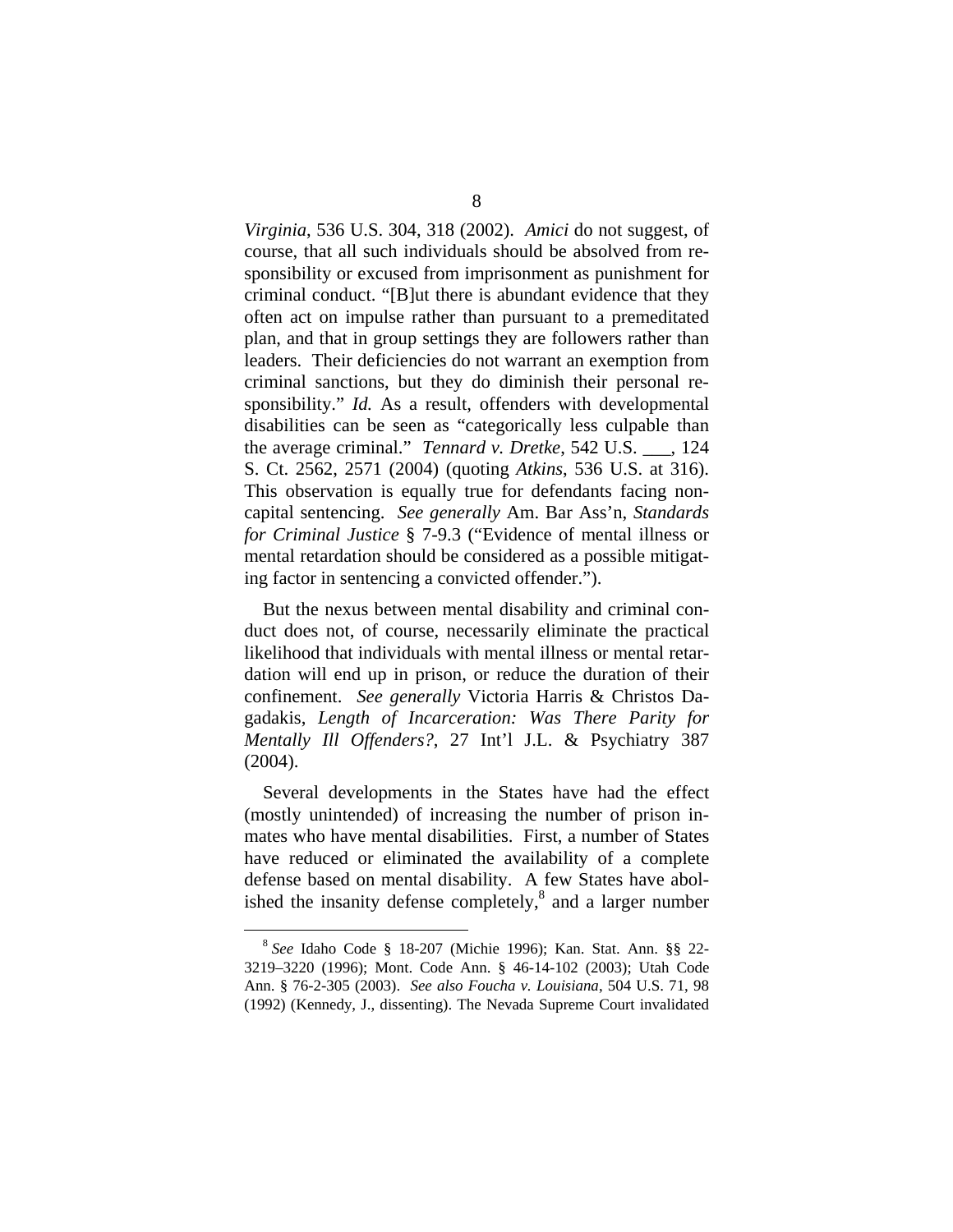*Virginia*, 536 U.S. 304, 318 (2002). *Amici* do not suggest, of course, that all such individuals should be absolved from responsibility or excused from imprisonment as punishment for criminal conduct. "[B]ut there is abundant evidence that they often act on impulse rather than pursuant to a premeditated plan, and that in group settings they are followers rather than leaders. Their deficiencies do not warrant an exemption from criminal sanctions, but they do diminish their personal responsibility." *Id.* As a result, offenders with developmental disabilities can be seen as "categorically less culpable than the average criminal." *Tennard v. Dretke*, 542 U.S. ___, 124 S. Ct. 2562, 2571 (2004) (quoting *Atkins*, 536 U.S. at 316). This observation is equally true for defendants facing non-capital sentencing. *See generally* Am. Bar Ass'n, *Standards for Criminal Justice* § 7-9.3 ("Evidence of mental illness or mental retardation should be considered as a possible mitigating factor in sentencing a convicted offender.").

But the nexus between mental disability and criminal conduct does not, of course, necessarily eliminate the practical likelihood that individuals with mental illness or mental retardation will end up in prison, or reduce the duration of their confinement. *See generally* Victoria Harris & Christos Dagadakis, *Length of Incarceration: Was There Parity for Mentally Ill Offenders?*, 27 Int'l J.L. & Psychiatry 387 (2004).

Several developments in the States have had the effect (mostly unintended) of increasing the number of prison inmates who have mental disabilities. First, a number of States have reduced or eliminated the availability of a complete defense based on mental disability. A few States have abolished the insanity defense completely,[8] and a larger number

[8] *See* Idaho Code § 18-207 (Michie 1996); Kan. Stat. Ann. §§ 22-3219–3220 (1996); Mont. Code Ann. § 46-14-102 (2003); Utah Code Ann. § 76-2-305 (2003). *See also Foucha v. Louisiana*, 504 U.S. 71, 98 (1992) (Kennedy, J., dissenting). The Nevada Supreme Court invalidated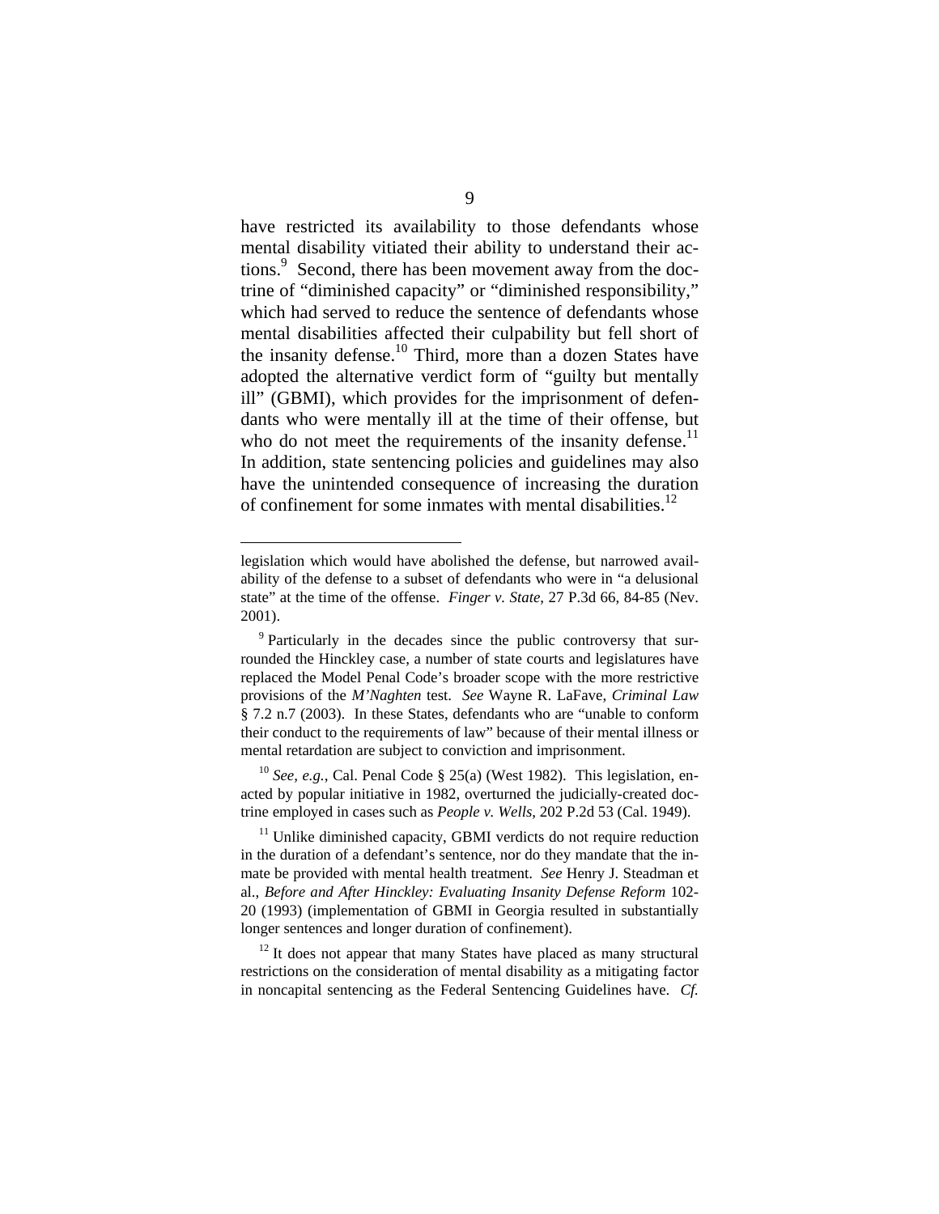have restricted its availability to those defendants whose mental disability vitiated their ability to understand their actions.[9] Second, there has been movement away from the doctrine of "diminished capacity" or "diminished responsibility," which had served to reduce the sentence of defendants whose mental disabilities affected their culpability but fell short of the insanity defense.[10] Third, more than a dozen States have adopted the alternative verdict form of "guilty but mentally ill" (GBMI), which provides for the imprisonment of defendants who were mentally ill at the time of their offense, but who do not meet the requirements of the insanity defense.[11] In addition, state sentencing policies and guidelines may also have the unintended consequence of increasing the duration of confinement for some inmates with mental disabilities.[12]

---

legislation which would have abolished the defense, but narrowed availability of the defense to a subset of defendants who were in "a delusional state" at the time of the offense. *Finger v. State*, 27 P.3d 66, 84-85 (Nev. 2001).

[9] Particularly in the decades since the public controversy that surrounded the Hinckley case, a number of state courts and legislatures have replaced the Model Penal Code's broader scope with the more restrictive provisions of the *M'Naghten* test. *See* Wayne R. LaFave, *Criminal Law* § 7.2 n.7 (2003). In these States, defendants who are "unable to conform their conduct to the requirements of law" because of their mental illness or mental retardation are subject to conviction and imprisonment.

[10] *See, e.g.*, Cal. Penal Code § 25(a) (West 1982). This legislation, enacted by popular initiative in 1982, overturned the judicially-created doctrine employed in cases such as *People v. Wells*, 202 P.2d 53 (Cal. 1949).

[11] Unlike diminished capacity, GBMI verdicts do not require reduction in the duration of a defendant's sentence, nor do they mandate that the inmate be provided with mental health treatment. *See* Henry J. Steadman et al., *Before and After Hinckley: Evaluating Insanity Defense Reform* 102-20 (1993) (implementation of GBMI in Georgia resulted in substantially longer sentences and longer duration of confinement).

[12] It does not appear that many States have placed as many structural restrictions on the consideration of mental disability as a mitigating factor in noncapital sentencing as the Federal Sentencing Guidelines have. *Cf.*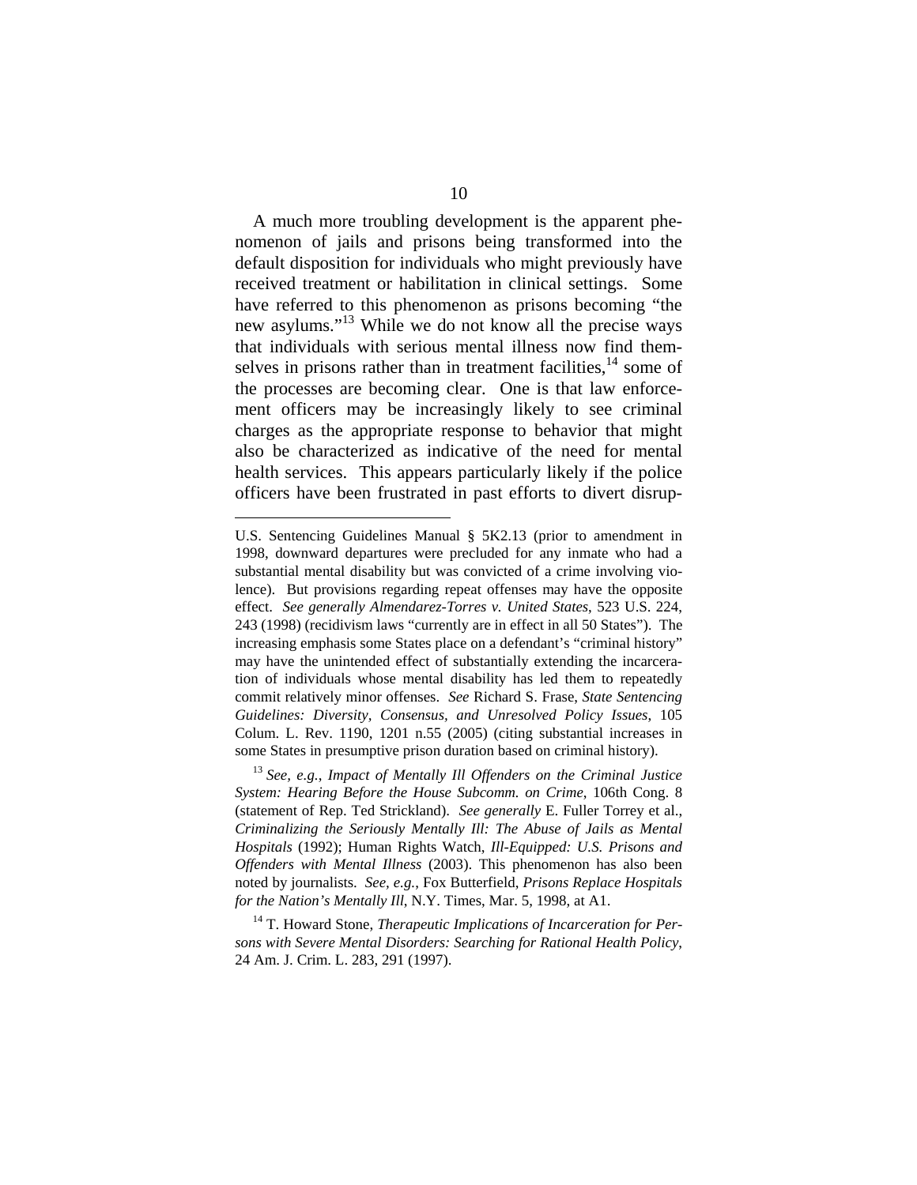A much more troubling development is the apparent phenomenon of jails and prisons being transformed into the default disposition for individuals who might previously have received treatment or habilitation in clinical settings. Some have referred to this phenomenon as prisons becoming "the new asylums."[13] While we do not know all the precise ways that individuals with serious mental illness now find themselves in prisons rather than in treatment facilities,[14] some of the processes are becoming clear. One is that law enforcement officers may be increasingly likely to see criminal charges as the appropriate response to behavior that might also be characterized as indicative of the need for mental health services. This appears particularly likely if the police officers have been frustrated in past efforts to divert disrup-

---

U.S. Sentencing Guidelines Manual § 5K2.13 (prior to amendment in 1998, downward departures were precluded for any inmate who had a substantial mental disability but was convicted of a crime involving violence). But provisions regarding repeat offenses may have the opposite effect. *See generally Almendarez-Torres v. United States*, 523 U.S. 224, 243 (1998) (recidivism laws "currently are in effect in all 50 States"). The increasing emphasis some States place on a defendant's "criminal history" may have the unintended effect of substantially extending the incarceration of individuals whose mental disability has led them to repeatedly commit relatively minor offenses. *See* Richard S. Frase, *State Sentencing Guidelines: Diversity, Consensus, and Unresolved Policy Issues*, 105 Colum. L. Rev. 1190, 1201 n.55 (2005) (citing substantial increases in some States in presumptive prison duration based on criminal history).

[13] *See, e.g.*, *Impact of Mentally Ill Offenders on the Criminal Justice System: Hearing Before the House Subcomm. on Crime*, 106th Cong. 8 (statement of Rep. Ted Strickland). *See generally* E. Fuller Torrey et al., *Criminalizing the Seriously Mentally Ill: The Abuse of Jails as Mental Hospitals* (1992); Human Rights Watch, *Ill-Equipped: U.S. Prisons and Offenders with Mental Illness* (2003). This phenomenon has also been noted by journalists. *See, e.g.*, Fox Butterfield, *Prisons Replace Hospitals for the Nation's Mentally Ill*, N.Y. Times, Mar. 5, 1998, at A1.

[14] T. Howard Stone, *Therapeutic Implications of Incarceration for Persons with Severe Mental Disorders: Searching for Rational Health Policy*, 24 Am. J. Crim. L. 283, 291 (1997).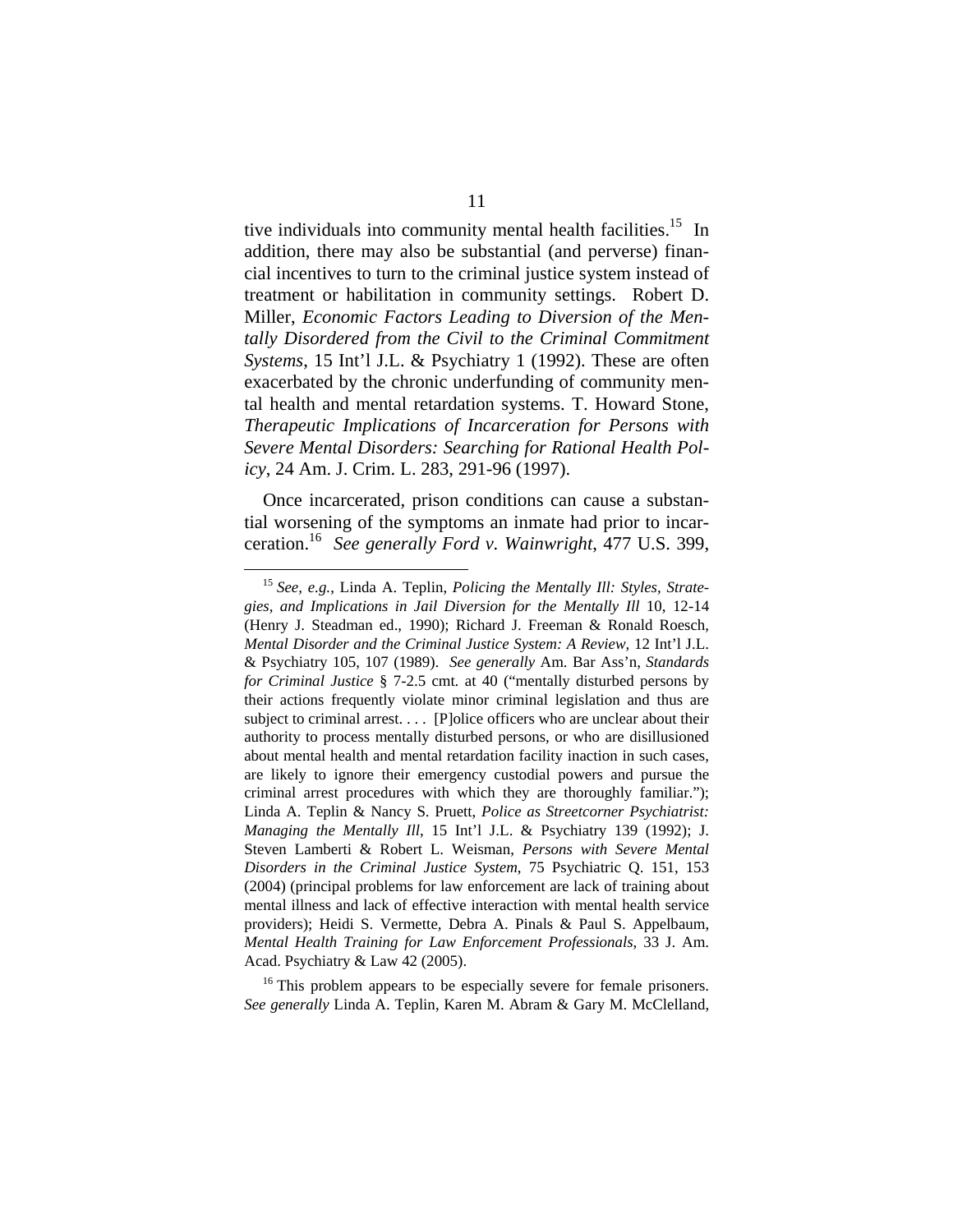tive individuals into community mental health facilities.[15] In addition, there may also be substantial (and perverse) financial incentives to turn to the criminal justice system instead of treatment or habilitation in community settings. Robert D. Miller, *Economic Factors Leading to Diversion of the Mentally Disordered from the Civil to the Criminal Commitment Systems*, 15 Int'l J.L. & Psychiatry 1 (1992). These are often exacerbated by the chronic underfunding of community mental health and mental retardation systems. T. Howard Stone, *Therapeutic Implications of Incarceration for Persons with Severe Mental Disorders: Searching for Rational Health Policy*, 24 Am. J. Crim. L. 283, 291-96 (1997).

Once incarcerated, prison conditions can cause a substantial worsening of the symptoms an inmate had prior to incarceration.[16] *See generally Ford v. Wainwright*, 477 U.S. 399,

---

[15] *See, e.g.*, Linda A. Teplin, *Policing the Mentally Ill: Styles, Strategies, and Implications in Jail Diversion for the Mentally Ill* 10, 12-14 (Henry J. Steadman ed., 1990); Richard J. Freeman & Ronald Roesch, *Mental Disorder and the Criminal Justice System: A Review*, 12 Int'l J.L. & Psychiatry 105, 107 (1989). *See generally* Am. Bar Ass'n, *Standards for Criminal Justice* § 7-2.5 cmt. at 40 ("mentally disturbed persons by their actions frequently violate minor criminal legislation and thus are subject to criminal arrest. . . . [P]olice officers who are unclear about their authority to process mentally disturbed persons, or who are disillusioned about mental health and mental retardation facility inaction in such cases, are likely to ignore their emergency custodial powers and pursue the criminal arrest procedures with which they are thoroughly familiar."); Linda A. Teplin & Nancy S. Pruett, *Police as Streetcorner Psychiatrist: Managing the Mentally Ill*, 15 Int'l J.L. & Psychiatry 139 (1992); J. Steven Lamberti & Robert L. Weisman, *Persons with Severe Mental Disorders in the Criminal Justice System*, 75 Psychiatric Q. 151, 153 (2004) (principal problems for law enforcement are lack of training about mental illness and lack of effective interaction with mental health service providers); Heidi S. Vermette, Debra A. Pinals & Paul S. Appelbaum, *Mental Health Training for Law Enforcement Professionals*, 33 J. Am. Acad. Psychiatry & Law 42 (2005).

[16] This problem appears to be especially severe for female prisoners. *See generally* Linda A. Teplin, Karen M. Abram & Gary M. McClelland,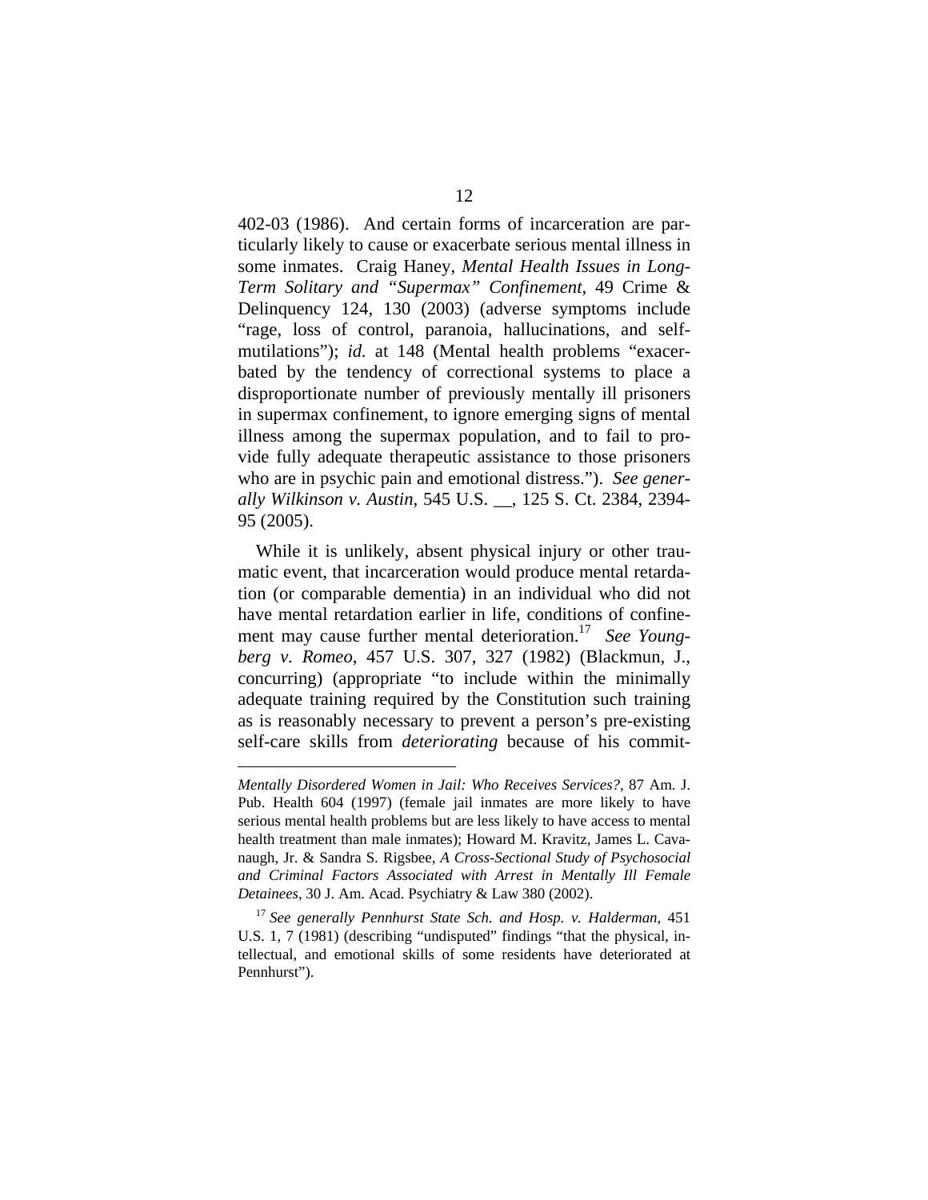402-03 (1986). And certain forms of incarceration are particularly likely to cause or exacerbate serious mental illness in some inmates. Craig Haney, *Mental Health Issues in Long-Term Solitary and "Supermax" Confinement*, 49 Crime & Delinquency 124, 130 (2003) (adverse symptoms include "rage, loss of control, paranoia, hallucinations, and self-mutilations"); *id.* at 148 (Mental health problems "exacerbated by the tendency of correctional systems to place a disproportionate number of previously mentally ill prisoners in supermax confinement, to ignore emerging signs of mental illness among the supermax population, and to fail to provide fully adequate therapeutic assistance to those prisoners who are in psychic pain and emotional distress."). *See generally Wilkinson v. Austin*, 545 U.S. __, 125 S. Ct. 2384, 2394-95 (2005).

While it is unlikely, absent physical injury or other traumatic event, that incarceration would produce mental retardation (or comparable dementia) in an individual who did not have mental retardation earlier in life, conditions of confinement may cause further mental deterioration.[17] *See Youngberg v. Romeo*, 457 U.S. 307, 327 (1982) (Blackmun, J., concurring) (appropriate "to include within the minimally adequate training required by the Constitution such training as is reasonably necessary to prevent a person's pre-existing self-care skills from *deteriorating* because of his commit-

---

*Mentally Disordered Women in Jail: Who Receives Services?*, 87 Am. J. Pub. Health 604 (1997) (female jail inmates are more likely to have serious mental health problems but are less likely to have access to mental health treatment than male inmates); Howard M. Kravitz, James L. Cavanaugh, Jr. & Sandra S. Rigsbee, *A Cross-Sectional Study of Psychosocial and Criminal Factors Associated with Arrest in Mentally Ill Female Detainees*, 30 J. Am. Acad. Psychiatry & Law 380 (2002).

[17] *See generally Pennhurst State Sch. and Hosp. v. Halderman*, 451 U.S. 1, 7 (1981) (describing "undisputed" findings "that the physical, intellectual, and emotional skills of some residents have deteriorated at Pennhurst").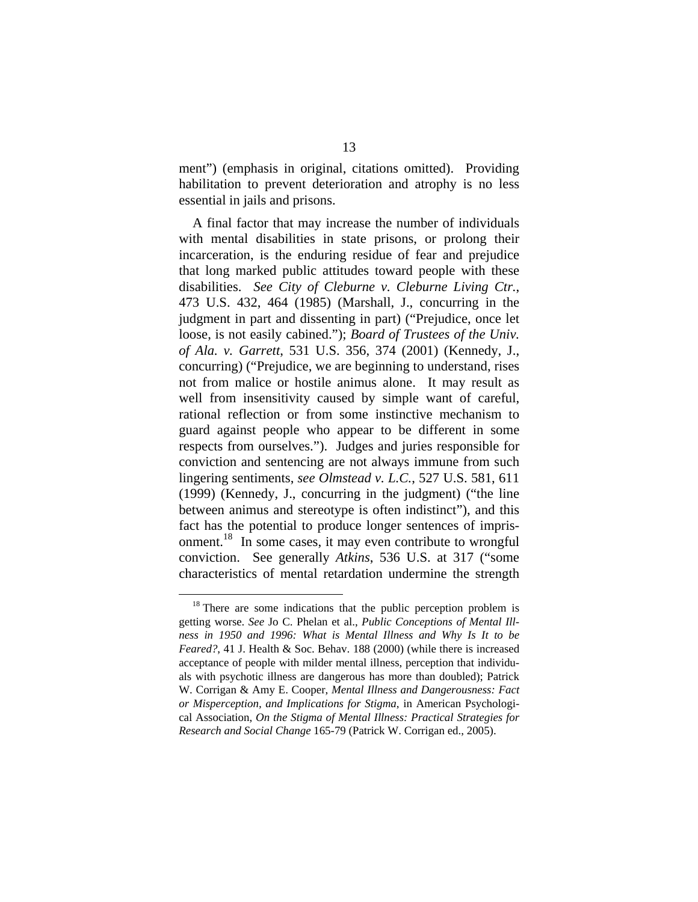ment") (emphasis in original, citations omitted). Providing habilitation to prevent deterioration and atrophy is no less essential in jails and prisons.

A final factor that may increase the number of individuals with mental disabilities in state prisons, or prolong their incarceration, is the enduring residue of fear and prejudice that long marked public attitudes toward people with these disabilities. *See City of Cleburne v. Cleburne Living Ctr.*, 473 U.S. 432, 464 (1985) (Marshall, J., concurring in the judgment in part and dissenting in part) ("Prejudice, once let loose, is not easily cabined."); *Board of Trustees of the Univ. of Ala. v. Garrett*, 531 U.S. 356, 374 (2001) (Kennedy, J., concurring) ("Prejudice, we are beginning to understand, rises not from malice or hostile animus alone. It may result as well from insensitivity caused by simple want of careful, rational reflection or from some instinctive mechanism to guard against people who appear to be different in some respects from ourselves."). Judges and juries responsible for conviction and sentencing are not always immune from such lingering sentiments, *see Olmstead v. L.C.*, 527 U.S. 581, 611 (1999) (Kennedy, J., concurring in the judgment) ("the line between animus and stereotype is often indistinct"), and this fact has the potential to produce longer sentences of imprisonment.[18] In some cases, it may even contribute to wrongful conviction. See generally *Atkins*, 536 U.S. at 317 ("some characteristics of mental retardation undermine the strength

---

[18] There are some indications that the public perception problem is getting worse. *See* Jo C. Phelan et al., *Public Conceptions of Mental Illness in 1950 and 1996: What is Mental Illness and Why Is It to be Feared?*, 41 J. Health & Soc. Behav. 188 (2000) (while there is increased acceptance of people with milder mental illness, perception that individuals with psychotic illness are dangerous has more than doubled); Patrick W. Corrigan & Amy E. Cooper, *Mental Illness and Dangerousness: Fact or Misperception, and Implications for Stigma*, in American Psychological Association, *On the Stigma of Mental Illness: Practical Strategies for Research and Social Change* 165-79 (Patrick W. Corrigan ed., 2005).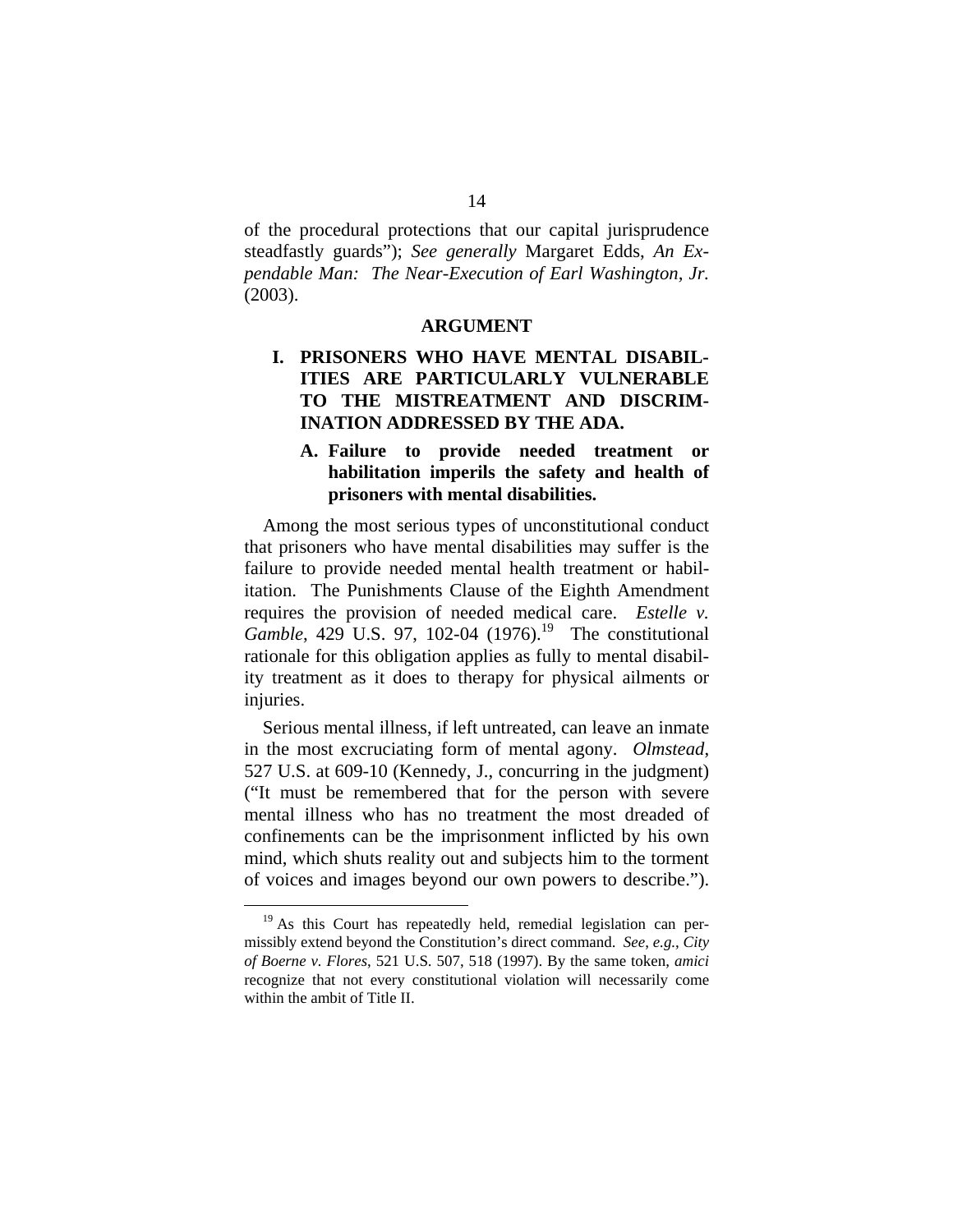of the procedural protections that our capital jurisprudence steadfastly guards"); *See generally* Margaret Edds, *An Expendable Man: The Near-Execution of Earl Washington, Jr.* (2003).

## ARGUMENT

### I. PRISONERS WHO HAVE MENTAL DISABILITIES ARE PARTICULARLY VULNERABLE TO THE MISTREATMENT AND DISCRIMINATION ADDRESSED BY THE ADA.

#### A. Failure to provide needed treatment or habilitation imperils the safety and health of prisoners with mental disabilities.

Among the most serious types of unconstitutional conduct that prisoners who have mental disabilities may suffer is the failure to provide needed mental health treatment or habilitation. The Punishments Clause of the Eighth Amendment requires the provision of needed medical care. *Estelle v. Gamble*, 429 U.S. 97, 102-04 (1976).[19] The constitutional rationale for this obligation applies as fully to mental disability treatment as it does to therapy for physical ailments or injuries.

Serious mental illness, if left untreated, can leave an inmate in the most excruciating form of mental agony. *Olmstead*, 527 U.S. at 609-10 (Kennedy, J., concurring in the judgment) ("It must be remembered that for the person with severe mental illness who has no treatment the most dreaded of confinements can be the imprisonment inflicted by his own mind, which shuts reality out and subjects him to the torment of voices and images beyond our own powers to describe.").

---

[19] As this Court has repeatedly held, remedial legislation can permissibly extend beyond the Constitution's direct command. *See, e.g., City of Boerne v. Flores*, 521 U.S. 507, 518 (1997). By the same token, *amici* recognize that not every constitutional violation will necessarily come within the ambit of Title II.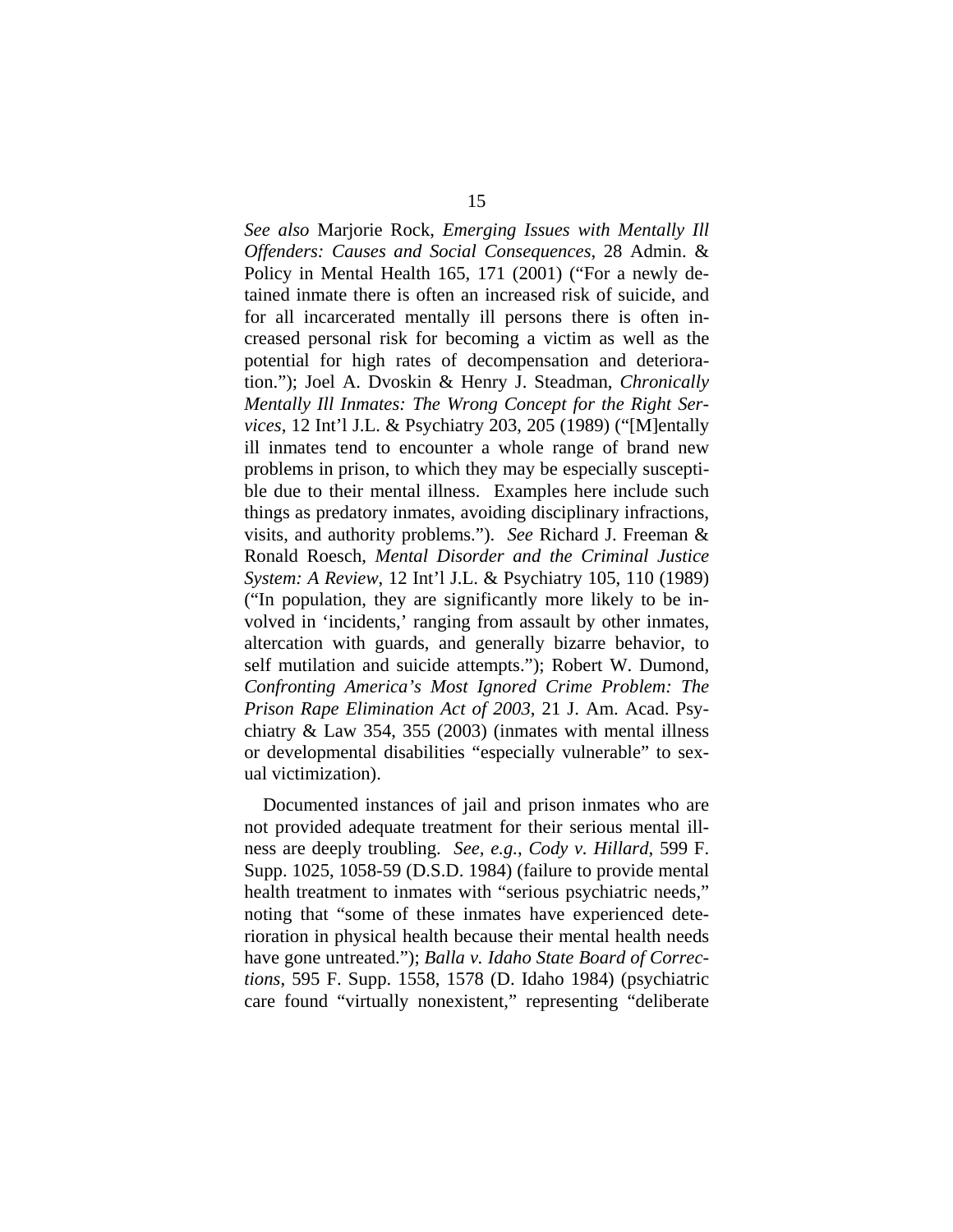*See also* Marjorie Rock, *Emerging Issues with Mentally Ill Offenders: Causes and Social Consequences*, 28 Admin. & Policy in Mental Health 165, 171 (2001) ("For a newly detained inmate there is often an increased risk of suicide, and for all incarcerated mentally ill persons there is often increased personal risk for becoming a victim as well as the potential for high rates of decompensation and deterioration."); Joel A. Dvoskin & Henry J. Steadman, *Chronically Mentally Ill Inmates: The Wrong Concept for the Right Services*, 12 Int'l J.L. & Psychiatry 203, 205 (1989) ("[M]entally ill inmates tend to encounter a whole range of brand new problems in prison, to which they may be especially susceptible due to their mental illness. Examples here include such things as predatory inmates, avoiding disciplinary infractions, visits, and authority problems."). *See* Richard J. Freeman & Ronald Roesch, *Mental Disorder and the Criminal Justice System: A Review*, 12 Int'l J.L. & Psychiatry 105, 110 (1989) ("In population, they are significantly more likely to be involved in 'incidents,' ranging from assault by other inmates, altercation with guards, and generally bizarre behavior, to self mutilation and suicide attempts."); Robert W. Dumond, *Confronting America's Most Ignored Crime Problem: The Prison Rape Elimination Act of 2003*, 21 J. Am. Acad. Psychiatry & Law 354, 355 (2003) (inmates with mental illness or developmental disabilities "especially vulnerable" to sexual victimization).

Documented instances of jail and prison inmates who are not provided adequate treatment for their serious mental illness are deeply troubling. *See, e.g.*, *Cody v. Hillard*, 599 F. Supp. 1025, 1058-59 (D.S.D. 1984) (failure to provide mental health treatment to inmates with "serious psychiatric needs," noting that "some of these inmates have experienced deterioration in physical health because their mental health needs have gone untreated."); *Balla v. Idaho State Board of Corrections*, 595 F. Supp. 1558, 1578 (D. Idaho 1984) (psychiatric care found "virtually nonexistent," representing "deliberate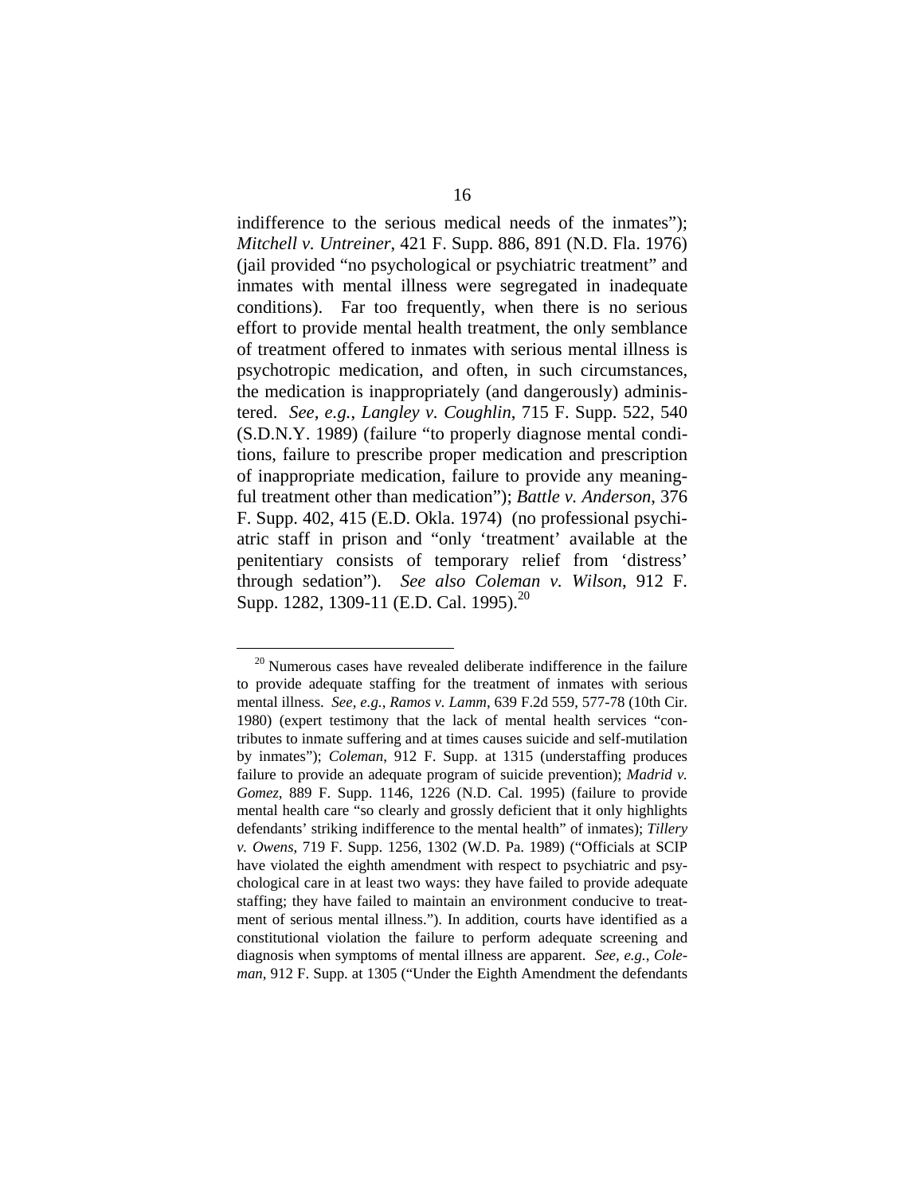indifference to the serious medical needs of the inmates"); *Mitchell v. Untreiner*, 421 F. Supp. 886, 891 (N.D. Fla. 1976) (jail provided "no psychological or psychiatric treatment" and inmates with mental illness were segregated in inadequate conditions). Far too frequently, when there is no serious effort to provide mental health treatment, the only semblance of treatment offered to inmates with serious mental illness is psychotropic medication, and often, in such circumstances, the medication is inappropriately (and dangerously) administered. *See, e.g.*, *Langley v. Coughlin*, 715 F. Supp. 522, 540 (S.D.N.Y. 1989) (failure "to properly diagnose mental conditions, failure to prescribe proper medication and prescription of inappropriate medication, failure to provide any meaningful treatment other than medication"); *Battle v. Anderson*, 376 F. Supp. 402, 415 (E.D. Okla. 1974) (no professional psychiatric staff in prison and "only 'treatment' available at the penitentiary consists of temporary relief from 'distress' through sedation"). *See also Coleman v. Wilson*, 912 F. Supp. 1282, 1309-11 (E.D. Cal. 1995).[20]

[20] Numerous cases have revealed deliberate indifference in the failure to provide adequate staffing for the treatment of inmates with serious mental illness. *See, e.g.*, *Ramos v. Lamm*, 639 F.2d 559, 577-78 (10th Cir. 1980) (expert testimony that the lack of mental health services "contributes to inmate suffering and at times causes suicide and self-mutilation by inmates"); *Coleman*, 912 F. Supp. at 1315 (understaffing produces failure to provide an adequate program of suicide prevention); *Madrid v. Gomez*, 889 F. Supp. 1146, 1226 (N.D. Cal. 1995) (failure to provide mental health care "so clearly and grossly deficient that it only highlights defendants' striking indifference to the mental health" of inmates); *Tillery v. Owens*, 719 F. Supp. 1256, 1302 (W.D. Pa. 1989) ("Officials at SCIP have violated the eighth amendment with respect to psychiatric and psychological care in at least two ways: they have failed to provide adequate staffing; they have failed to maintain an environment conducive to treatment of serious mental illness."). In addition, courts have identified as a constitutional violation the failure to perform adequate screening and diagnosis when symptoms of mental illness are apparent. *See, e.g.*, *Coleman*, 912 F. Supp. at 1305 ("Under the Eighth Amendment the defendants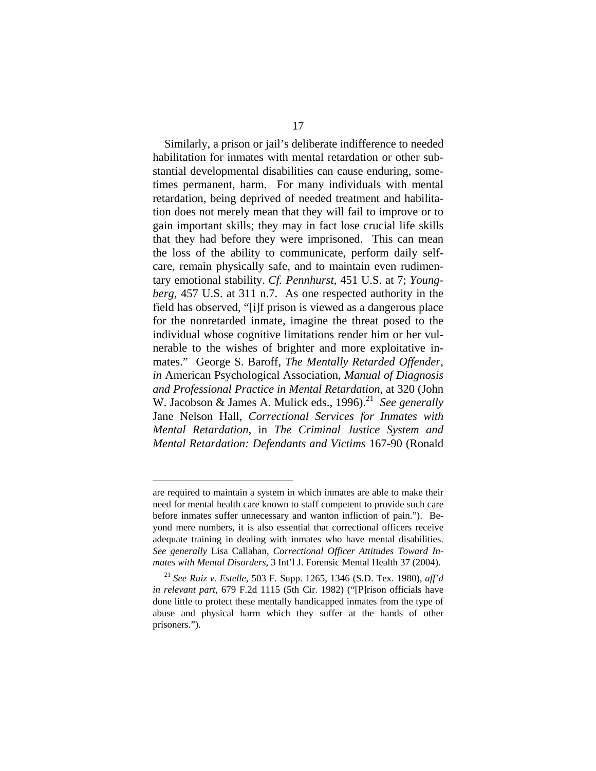Similarly, a prison or jail's deliberate indifference to needed habilitation for inmates with mental retardation or other substantial developmental disabilities can cause enduring, sometimes permanent, harm. For many individuals with mental retardation, being deprived of needed treatment and habilitation does not merely mean that they will fail to improve or to gain important skills; they may in fact lose crucial life skills that they had before they were imprisoned. This can mean the loss of the ability to communicate, perform daily self-care, remain physically safe, and to maintain even rudimentary emotional stability. *Cf. Pennhurst*, 451 U.S. at 7; *Youngberg*, 457 U.S. at 311 n.7. As one respected authority in the field has observed, "[i]f prison is viewed as a dangerous place for the nonretarded inmate, imagine the threat posed to the individual whose cognitive limitations render him or her vulnerable to the wishes of brighter and more exploitative inmates." George S. Baroff, *The Mentally Retarded Offender*, *in* American Psychological Association, *Manual of Diagnosis and Professional Practice in Mental Retardation*, at 320 (John W. Jacobson & James A. Mulick eds., 1996).[21] *See generally* Jane Nelson Hall, *Correctional Services for Inmates with Mental Retardation*, in *The Criminal Justice System and Mental Retardation: Defendants and Victims* 167-90 (Ronald

---

are required to maintain a system in which inmates are able to make their need for mental health care known to staff competent to provide such care before inmates suffer unnecessary and wanton infliction of pain."). Beyond mere numbers, it is also essential that correctional officers receive adequate training in dealing with inmates who have mental disabilities. *See generally* Lisa Callahan, *Correctional Officer Attitudes Toward Inmates with Mental Disorders*, 3 Int'l J. Forensic Mental Health 37 (2004).

[21] *See Ruiz v. Estelle*, 503 F. Supp. 1265, 1346 (S.D. Tex. 1980), *aff'd in relevant part*, 679 F.2d 1115 (5th Cir. 1982) ("[P]rison officials have done little to protect these mentally handicapped inmates from the type of abuse and physical harm which they suffer at the hands of other prisoners.").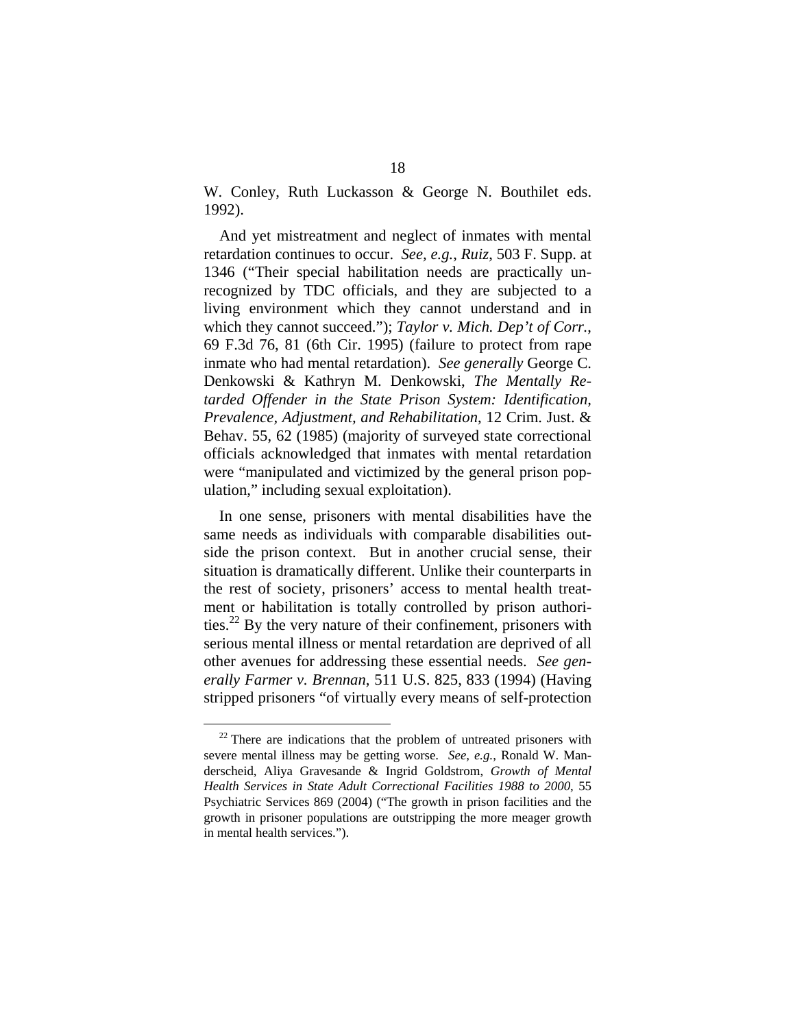W. Conley, Ruth Luckasson & George N. Bouthilet eds. 1992).

And yet mistreatment and neglect of inmates with mental retardation continues to occur. *See, e.g.*, *Ruiz*, 503 F. Supp. at 1346 ("Their special habilitation needs are practically unrecognized by TDC officials, and they are subjected to a living environment which they cannot understand and in which they cannot succeed."); *Taylor v. Mich. Dep't of Corr.*, 69 F.3d 76, 81 (6th Cir. 1995) (failure to protect from rape inmate who had mental retardation). *See generally* George C. Denkowski & Kathryn M. Denkowski, *The Mentally Retarded Offender in the State Prison System: Identification, Prevalence, Adjustment, and Rehabilitation*, 12 Crim. Just. & Behav. 55, 62 (1985) (majority of surveyed state correctional officials acknowledged that inmates with mental retardation were "manipulated and victimized by the general prison population," including sexual exploitation).

In one sense, prisoners with mental disabilities have the same needs as individuals with comparable disabilities outside the prison context. But in another crucial sense, their situation is dramatically different. Unlike their counterparts in the rest of society, prisoners' access to mental health treatment or habilitation is totally controlled by prison authorities.[22] By the very nature of their confinement, prisoners with serious mental illness or mental retardation are deprived of all other avenues for addressing these essential needs. *See generally Farmer v. Brennan*, 511 U.S. 825, 833 (1994) (Having stripped prisoners "of virtually every means of self-protection

[22] There are indications that the problem of untreated prisoners with severe mental illness may be getting worse. *See, e.g.*, Ronald W. Manderscheid, Aliya Gravesande & Ingrid Goldstrom, *Growth of Mental Health Services in State Adult Correctional Facilities 1988 to 2000*, 55 Psychiatric Services 869 (2004) ("The growth in prison facilities and the growth in prisoner populations are outstripping the more meager growth in mental health services.").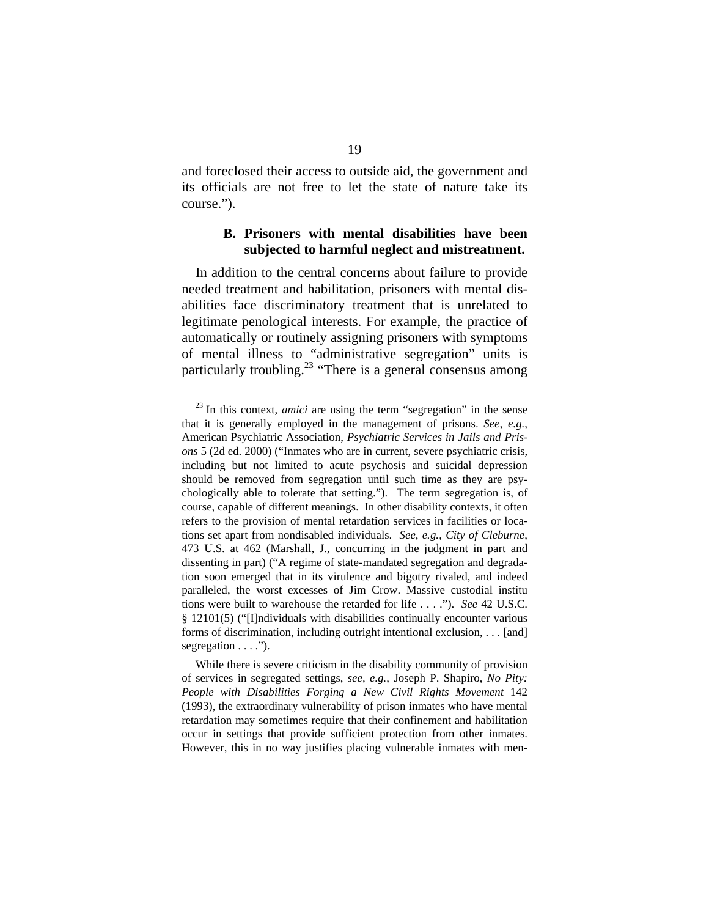and foreclosed their access to outside aid, the government and its officials are not free to let the state of nature take its course.").

### B. Prisoners with mental disabilities have been subjected to harmful neglect and mistreatment.

In addition to the central concerns about failure to provide needed treatment and habilitation, prisoners with mental disabilities face discriminatory treatment that is unrelated to legitimate penological interests. For example, the practice of automatically or routinely assigning prisoners with symptoms of mental illness to "administrative segregation" units is particularly troubling.[23] "There is a general consensus among

---

[23] In this context, *amici* are using the term "segregation" in the sense that it is generally employed in the management of prisons. *See, e.g.*, American Psychiatric Association, *Psychiatric Services in Jails and Prisons* 5 (2d ed. 2000) ("Inmates who are in current, severe psychiatric crisis, including but not limited to acute psychosis and suicidal depression should be removed from segregation until such time as they are psychologically able to tolerate that setting."). The term segregation is, of course, capable of different meanings. In other disability contexts, it often refers to the provision of mental retardation services in facilities or locations set apart from nondisabled individuals. *See, e.g.*, *City of Cleburne*, 473 U.S. at 462 (Marshall, J., concurring in the judgment in part and dissenting in part) ("A regime of state-mandated segregation and degradation soon emerged that in its virulence and bigotry rivaled, and indeed paralleled, the worst excesses of Jim Crow. Massive custodial institu tions were built to warehouse the retarded for life . . . ."). *See* 42 U.S.C. § 12101(5) ("[I]ndividuals with disabilities continually encounter various forms of discrimination, including outright intentional exclusion, . . . [and] segregation . . . .").

While there is severe criticism in the disability community of provision of services in segregated settings, *see, e.g.*, Joseph P. Shapiro, *No Pity: People with Disabilities Forging a New Civil Rights Movement* 142 (1993), the extraordinary vulnerability of prison inmates who have mental retardation may sometimes require that their confinement and habilitation occur in settings that provide sufficient protection from other inmates. However, this in no way justifies placing vulnerable inmates with men-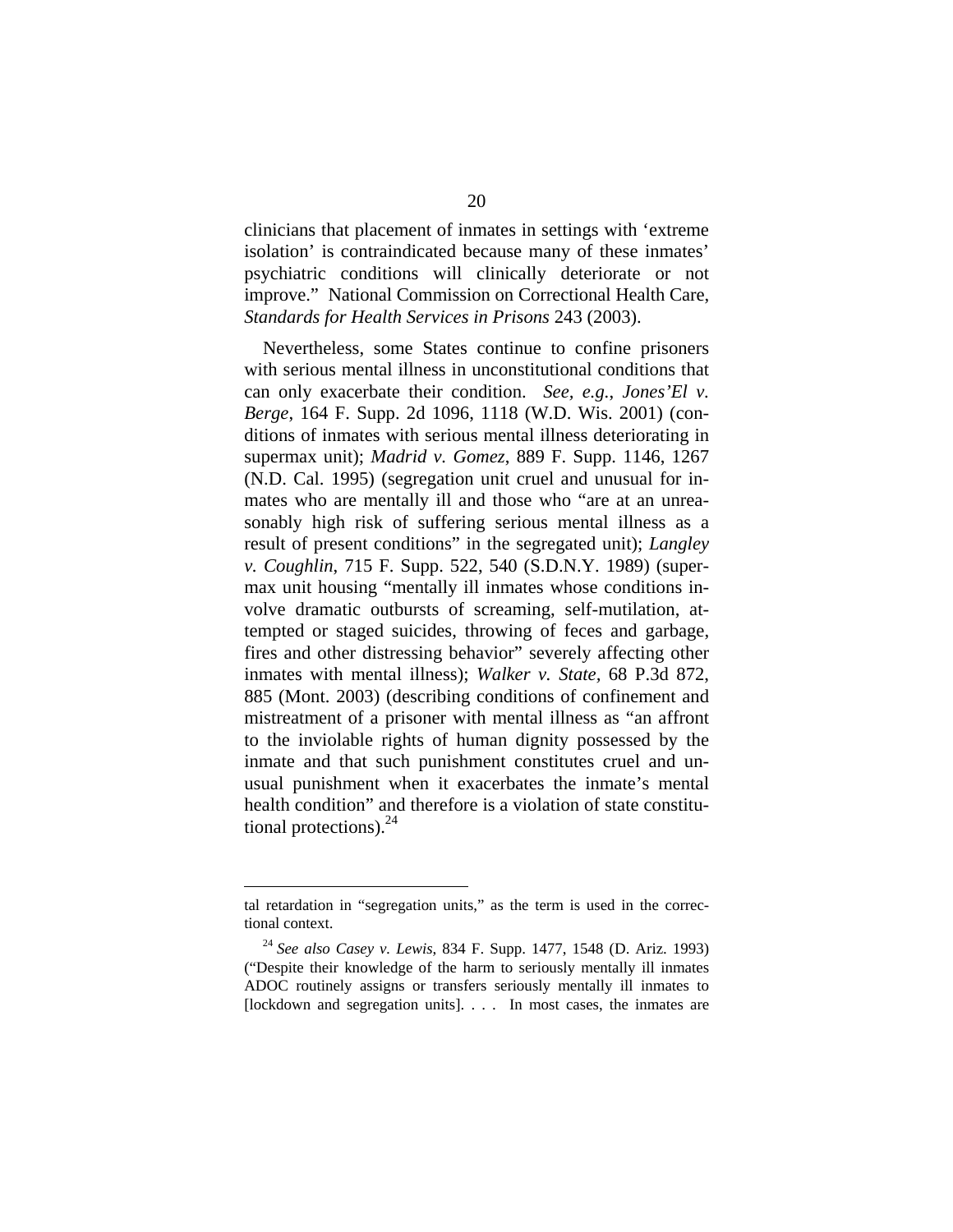clinicians that placement of inmates in settings with 'extreme isolation' is contraindicated because many of these inmates' psychiatric conditions will clinically deteriorate or not improve." National Commission on Correctional Health Care, *Standards for Health Services in Prisons* 243 (2003).

Nevertheless, some States continue to confine prisoners with serious mental illness in unconstitutional conditions that can only exacerbate their condition. *See, e.g.*, *Jones'El v. Berge*, 164 F. Supp. 2d 1096, 1118 (W.D. Wis. 2001) (conditions of inmates with serious mental illness deteriorating in supermax unit); *Madrid v. Gomez*, 889 F. Supp. 1146, 1267 (N.D. Cal. 1995) (segregation unit cruel and unusual for inmates who are mentally ill and those who "are at an unreasonably high risk of suffering serious mental illness as a result of present conditions" in the segregated unit); *Langley v. Coughlin*, 715 F. Supp. 522, 540 (S.D.N.Y. 1989) (supermax unit housing "mentally ill inmates whose conditions involve dramatic outbursts of screaming, self-mutilation, attempted or staged suicides, throwing of feces and garbage, fires and other distressing behavior" severely affecting other inmates with mental illness); *Walker v. State*, 68 P.3d 872, 885 (Mont. 2003) (describing conditions of confinement and mistreatment of a prisoner with mental illness as "an affront to the inviolable rights of human dignity possessed by the inmate and that such punishment constitutes cruel and unusual punishment when it exacerbates the inmate's mental health condition" and therefore is a violation of state constitutional protections).[24]

---

tal retardation in "segregation units," as the term is used in the correctional context.

[24] *See also Casey v. Lewis*, 834 F. Supp. 1477, 1548 (D. Ariz. 1993) ("Despite their knowledge of the harm to seriously mentally ill inmates ADOC routinely assigns or transfers seriously mentally ill inmates to [lockdown and segregation units]. . . . In most cases, the inmates are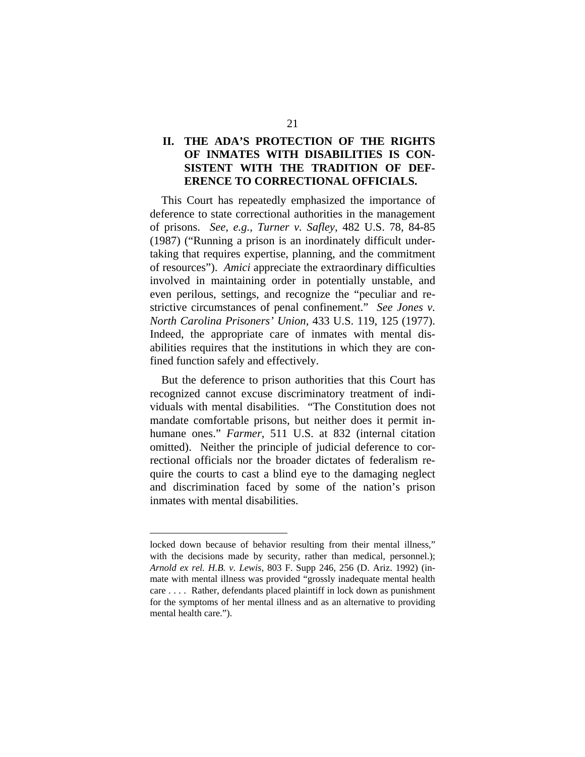## II. THE ADA'S PROTECTION OF THE RIGHTS OF INMATES WITH DISABILITIES IS CONSISTENT WITH THE TRADITION OF DEFERENCE TO CORRECTIONAL OFFICIALS.

This Court has repeatedly emphasized the importance of deference to state correctional authorities in the management of prisons. *See, e.g.*, *Turner v. Safley*, 482 U.S. 78, 84-85 (1987) ("Running a prison is an inordinately difficult undertaking that requires expertise, planning, and the commitment of resources"). *Amici* appreciate the extraordinary difficulties involved in maintaining order in potentially unstable, and even perilous, settings, and recognize the "peculiar and restrictive circumstances of penal confinement." *See Jones v. North Carolina Prisoners' Union*, 433 U.S. 119, 125 (1977). Indeed, the appropriate care of inmates with mental disabilities requires that the institutions in which they are confined function safely and effectively.

But the deference to prison authorities that this Court has recognized cannot excuse discriminatory treatment of individuals with mental disabilities. "The Constitution does not mandate comfortable prisons, but neither does it permit inhumane ones." *Farmer*, 511 U.S. at 832 (internal citation omitted). Neither the principle of judicial deference to correctional officials nor the broader dictates of federalism require the courts to cast a blind eye to the damaging neglect and discrimination faced by some of the nation's prison inmates with mental disabilities.

---

locked down because of behavior resulting from their mental illness," with the decisions made by security, rather than medical, personnel.); *Arnold ex rel. H.B. v. Lewis*, 803 F. Supp 246, 256 (D. Ariz. 1992) (inmate with mental illness was provided "grossly inadequate mental health care . . . . Rather, defendants placed plaintiff in lock down as punishment for the symptoms of her mental illness and as an alternative to providing mental health care.").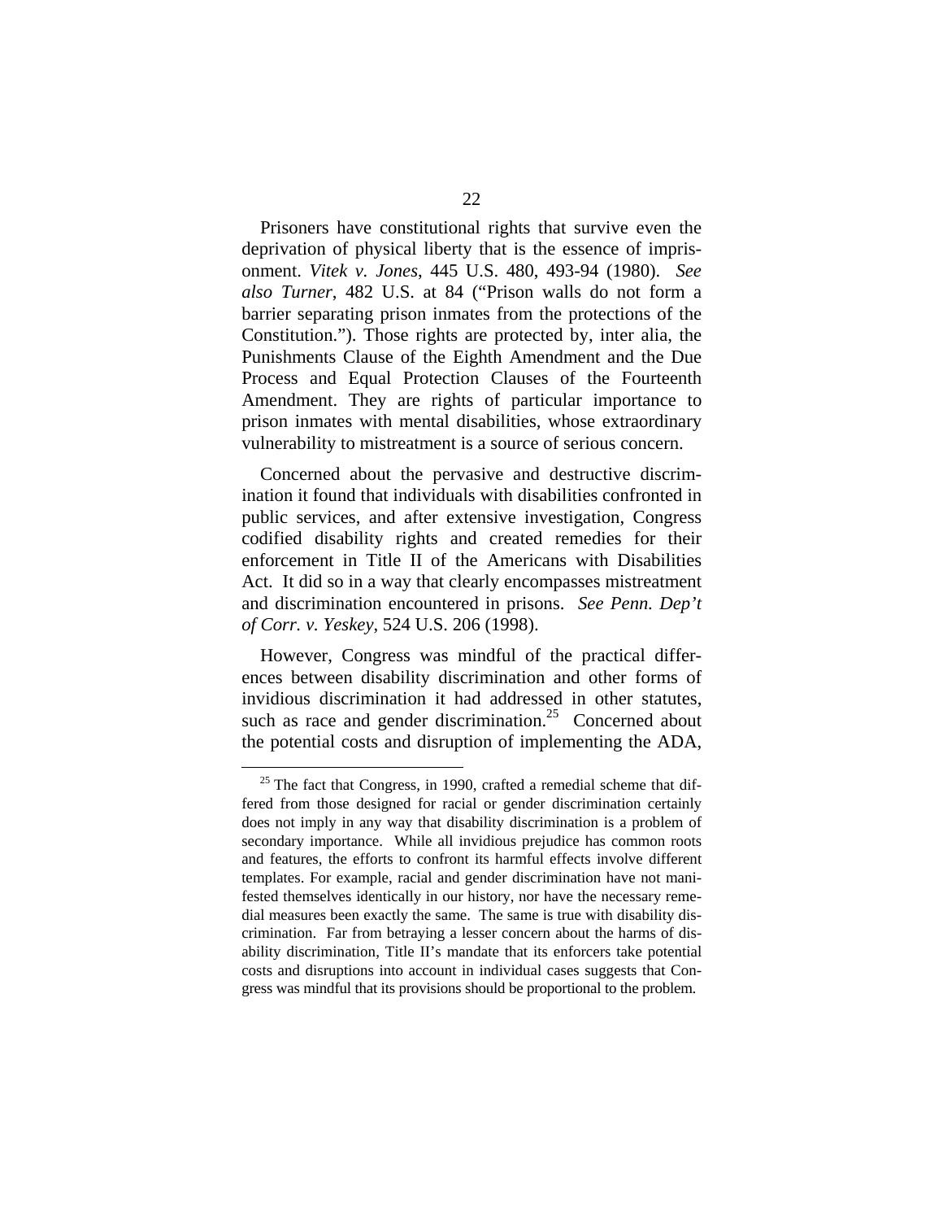Prisoners have constitutional rights that survive even the deprivation of physical liberty that is the essence of imprisonment. *Vitek v. Jones*, 445 U.S. 480, 493-94 (1980). *See also Turner*, 482 U.S. at 84 ("Prison walls do not form a barrier separating prison inmates from the protections of the Constitution."). Those rights are protected by, inter alia, the Punishments Clause of the Eighth Amendment and the Due Process and Equal Protection Clauses of the Fourteenth Amendment. They are rights of particular importance to prison inmates with mental disabilities, whose extraordinary vulnerability to mistreatment is a source of serious concern.

Concerned about the pervasive and destructive discrimination it found that individuals with disabilities confronted in public services, and after extensive investigation, Congress codified disability rights and created remedies for their enforcement in Title II of the Americans with Disabilities Act. It did so in a way that clearly encompasses mistreatment and discrimination encountered in prisons. *See Penn. Dep't of Corr. v. Yeskey*, 524 U.S. 206 (1998).

However, Congress was mindful of the practical differences between disability discrimination and other forms of invidious discrimination it had addressed in other statutes, such as race and gender discrimination.[25] Concerned about the potential costs and disruption of implementing the ADA,

---

[25] The fact that Congress, in 1990, crafted a remedial scheme that differed from those designed for racial or gender discrimination certainly does not imply in any way that disability discrimination is a problem of secondary importance. While all invidious prejudice has common roots and features, the efforts to confront its harmful effects involve different templates. For example, racial and gender discrimination have not manifested themselves identically in our history, nor have the necessary remedial measures been exactly the same. The same is true with disability discrimination. Far from betraying a lesser concern about the harms of disability discrimination, Title II's mandate that its enforcers take potential costs and disruptions into account in individual cases suggests that Congress was mindful that its provisions should be proportional to the problem.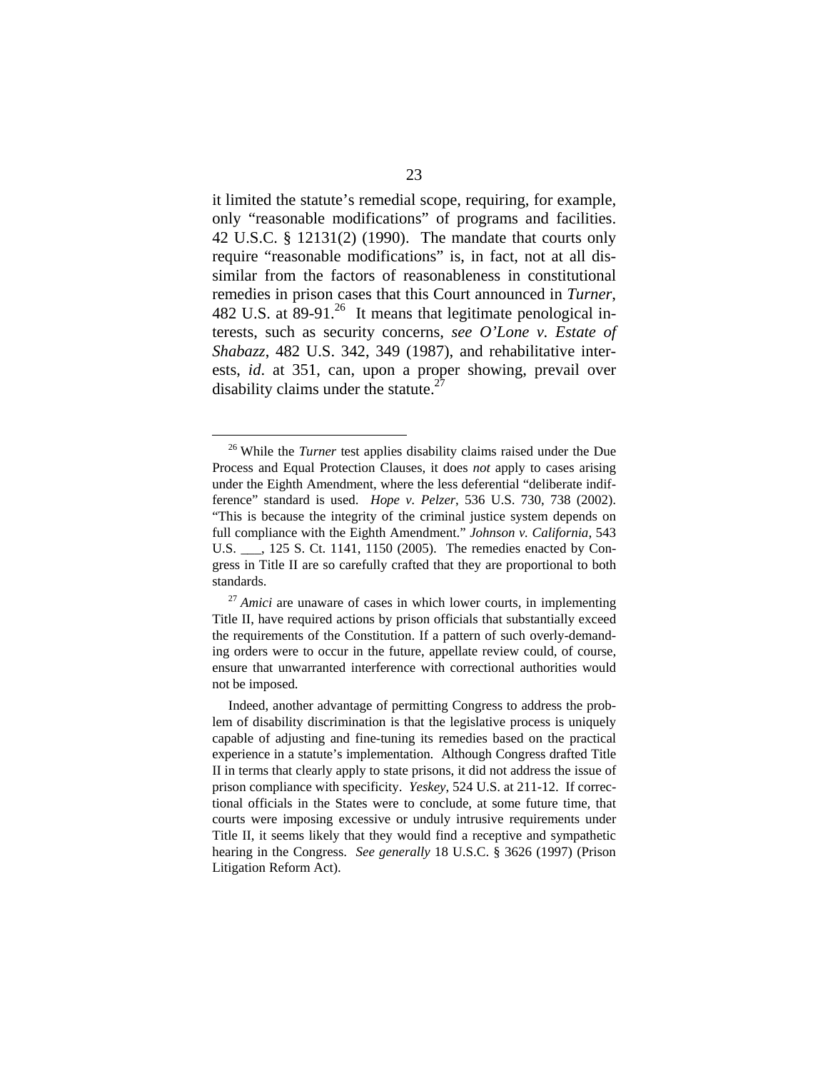it limited the statute's remedial scope, requiring, for example, only "reasonable modifications" of programs and facilities. 42 U.S.C. § 12131(2) (1990). The mandate that courts only require "reasonable modifications" is, in fact, not at all dissimilar from the factors of reasonableness in constitutional remedies in prison cases that this Court announced in *Turner*, 482 U.S. at 89-91.[26] It means that legitimate penological interests, such as security concerns, *see O'Lone v. Estate of Shabazz*, 482 U.S. 342, 349 (1987), and rehabilitative interests, *id*. at 351, can, upon a proper showing, prevail over disability claims under the statute.[27]

---

[26] While the *Turner* test applies disability claims raised under the Due Process and Equal Protection Clauses, it does *not* apply to cases arising under the Eighth Amendment, where the less deferential "deliberate indifference" standard is used. *Hope v. Pelzer*, 536 U.S. 730, 738 (2002). "This is because the integrity of the criminal justice system depends on full compliance with the Eighth Amendment." *Johnson v. California*, 543 U.S. ___, 125 S. Ct. 1141, 1150 (2005). The remedies enacted by Congress in Title II are so carefully crafted that they are proportional to both standards.

[27] *Amici* are unaware of cases in which lower courts, in implementing Title II, have required actions by prison officials that substantially exceed the requirements of the Constitution. If a pattern of such overly-demanding orders were to occur in the future, appellate review could, of course, ensure that unwarranted interference with correctional authorities would not be imposed.

Indeed, another advantage of permitting Congress to address the problem of disability discrimination is that the legislative process is uniquely capable of adjusting and fine-tuning its remedies based on the practical experience in a statute's implementation. Although Congress drafted Title II in terms that clearly apply to state prisons, it did not address the issue of prison compliance with specificity. *Yeskey*, 524 U.S. at 211-12. If correctional officials in the States were to conclude, at some future time, that courts were imposing excessive or unduly intrusive requirements under Title II, it seems likely that they would find a receptive and sympathetic hearing in the Congress. *See generally* 18 U.S.C. § 3626 (1997) (Prison Litigation Reform Act).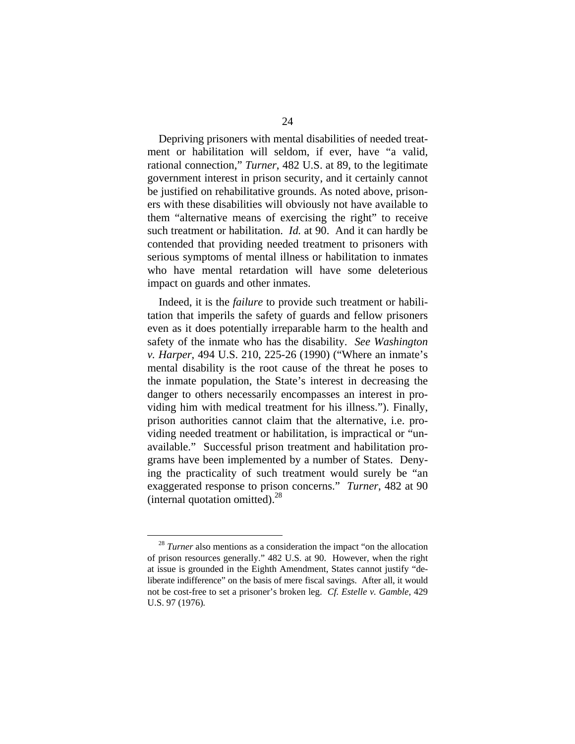Depriving prisoners with mental disabilities of needed treatment or habilitation will seldom, if ever, have "a valid, rational connection," *Turner*, 482 U.S. at 89, to the legitimate government interest in prison security, and it certainly cannot be justified on rehabilitative grounds. As noted above, prisoners with these disabilities will obviously not have available to them "alternative means of exercising the right" to receive such treatment or habilitation. *Id.* at 90. And it can hardly be contended that providing needed treatment to prisoners with serious symptoms of mental illness or habilitation to inmates who have mental retardation will have some deleterious impact on guards and other inmates.

Indeed, it is the *failure* to provide such treatment or habilitation that imperils the safety of guards and fellow prisoners even as it does potentially irreparable harm to the health and safety of the inmate who has the disability. *See Washington v. Harper*, 494 U.S. 210, 225-26 (1990) ("Where an inmate's mental disability is the root cause of the threat he poses to the inmate population, the State's interest in decreasing the danger to others necessarily encompasses an interest in providing him with medical treatment for his illness."). Finally, prison authorities cannot claim that the alternative, i.e. providing needed treatment or habilitation, is impractical or "unavailable." Successful prison treatment and habilitation programs have been implemented by a number of States. Denying the practicality of such treatment would surely be "an exaggerated response to prison concerns." *Turner*, 482 at 90 (internal quotation omitted).[28]

---

[28] *Turner* also mentions as a consideration the impact "on the allocation of prison resources generally." 482 U.S. at 90. However, when the right at issue is grounded in the Eighth Amendment, States cannot justify "deliberate indifference" on the basis of mere fiscal savings. After all, it would not be cost-free to set a prisoner's broken leg. *Cf. Estelle v. Gamble*, 429 U.S. 97 (1976).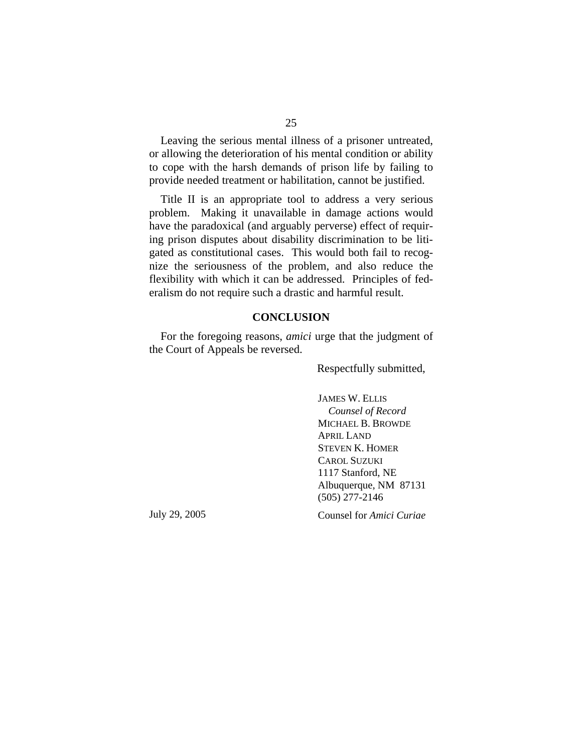Leaving the serious mental illness of a prisoner untreated, or allowing the deterioration of his mental condition or ability to cope with the harsh demands of prison life by failing to provide needed treatment or habilitation, cannot be justified.

Title II is an appropriate tool to address a very serious problem. Making it unavailable in damage actions would have the paradoxical (and arguably perverse) effect of requiring prison disputes about disability discrimination to be litigated as constitutional cases. This would both fail to recognize the seriousness of the problem, and also reduce the flexibility with which it can be addressed. Principles of federalism do not require such a drastic and harmful result.

## CONCLUSION

For the foregoing reasons, *amici* urge that the judgment of the Court of Appeals be reversed.

Respectfully submitted,

JAMES W. ELLIS
*Counsel of Record*
MICHAEL B. BROWDE
APRIL LAND
STEVEN K. HOMER
CAROL SUZUKI
1117 Stanford, NE
Albuquerque, NM 87131
(505) 277-2146

July 29, 2005

Counsel for *Amici Curiae*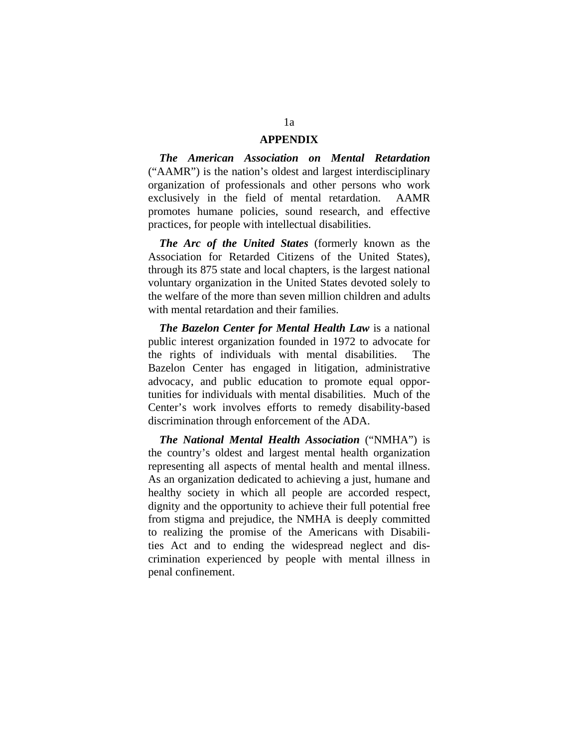## APPENDIX

***The American Association on Mental Retardation*** ("AAMR") is the nation's oldest and largest interdisciplinary organization of professionals and other persons who work exclusively in the field of mental retardation. AAMR promotes humane policies, sound research, and effective practices, for people with intellectual disabilities.

***The Arc of the United States*** (formerly known as the Association for Retarded Citizens of the United States), through its 875 state and local chapters, is the largest national voluntary organization in the United States devoted solely to the welfare of the more than seven million children and adults with mental retardation and their families.

***The Bazelon Center for Mental Health Law*** is a national public interest organization founded in 1972 to advocate for the rights of individuals with mental disabilities. The Bazelon Center has engaged in litigation, administrative advocacy, and public education to promote equal opportunities for individuals with mental disabilities. Much of the Center's work involves efforts to remedy disability-based discrimination through enforcement of the ADA.

***The National Mental Health Association*** ("NMHA") is the country's oldest and largest mental health organization representing all aspects of mental health and mental illness. As an organization dedicated to achieving a just, humane and healthy society in which all people are accorded respect, dignity and the opportunity to achieve their full potential free from stigma and prejudice, the NMHA is deeply committed to realizing the promise of the Americans with Disabilities Act and to ending the widespread neglect and discrimination experienced by people with mental illness in penal confinement.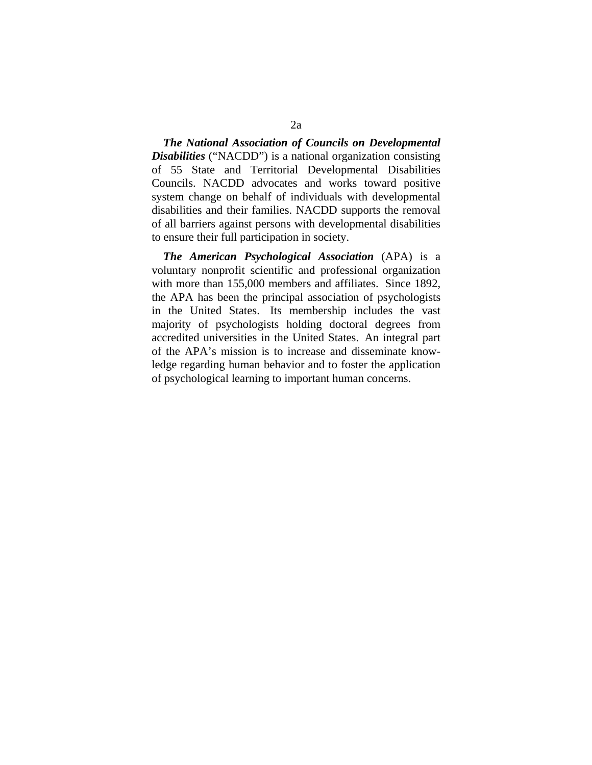***The National Association of Councils on Developmental Disabilities*** ("NACDD") is a national organization consisting of 55 State and Territorial Developmental Disabilities Councils. NACDD advocates and works toward positive system change on behalf of individuals with developmental disabilities and their families. NACDD supports the removal of all barriers against persons with developmental disabilities to ensure their full participation in society.

***The American Psychological Association*** (APA) is a voluntary nonprofit scientific and professional organization with more than 155,000 members and affiliates. Since 1892, the APA has been the principal association of psychologists in the United States. Its membership includes the vast majority of psychologists holding doctoral degrees from accredited universities in the United States. An integral part of the APA's mission is to increase and disseminate knowledge regarding human behavior and to foster the application of psychological learning to important human concerns.